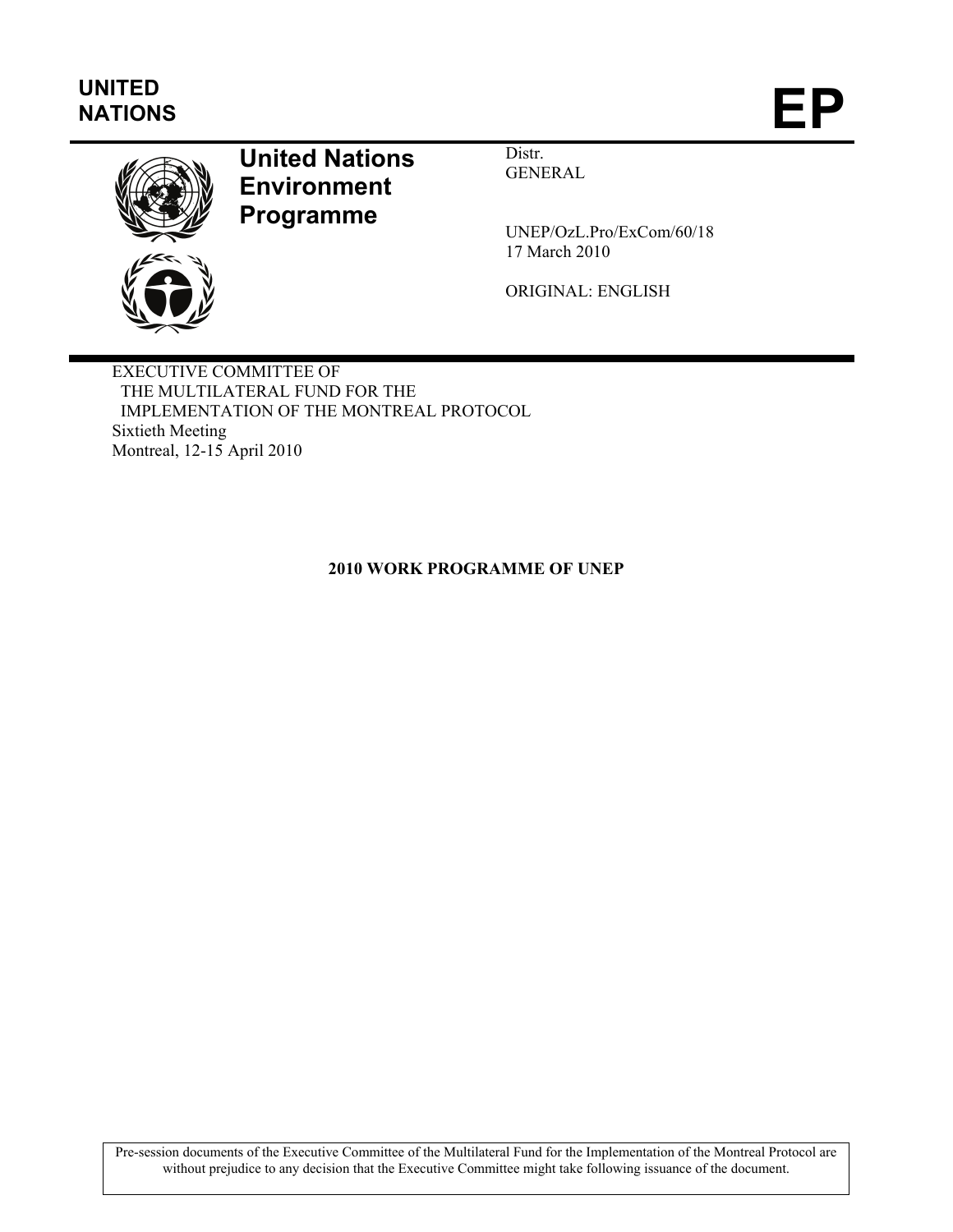UNITED NATIONS

# EP

**United Nations Environment Programme**

Distr.
GENERAL

UNEP/OzL.Pro/ExCom/60/18
17 March 2010

ORIGINAL: ENGLISH

EXECUTIVE COMMITTEE OF
THE MULTILATERAL FUND FOR THE
IMPLEMENTATION OF THE MONTREAL PROTOCOL
Sixtieth Meeting
Montreal, 12-15 April 2010

**2010 WORK PROGRAMME OF UNEP**

Pre-session documents of the Executive Committee of the Multilateral Fund for the Implementation of the Montreal Protocol are without prejudice to any decision that the Executive Committee might take following issuance of the document.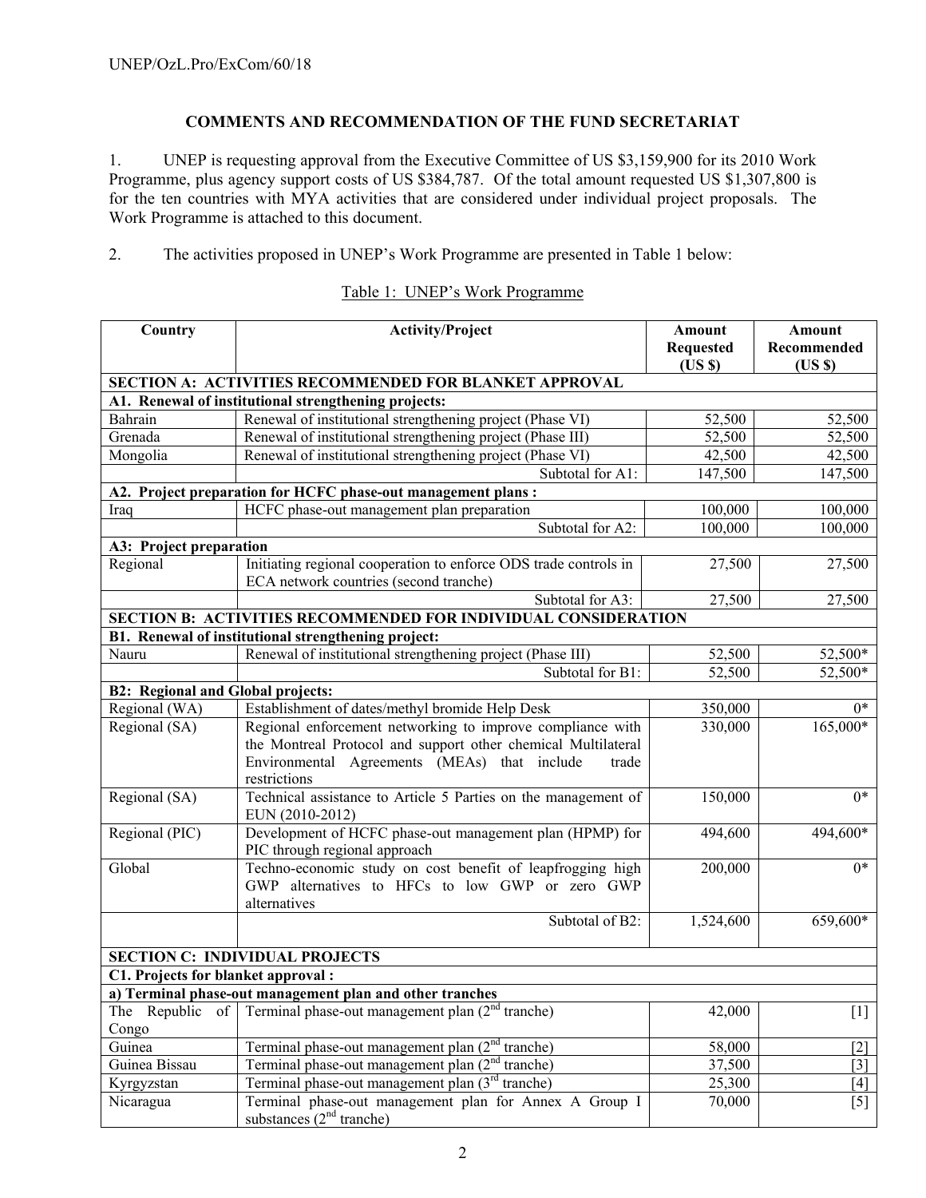## COMMENTS AND RECOMMENDATION OF THE FUND SECRETARIAT

1. UNEP is requesting approval from the Executive Committee of US $3,159,900 for its 2010 Work Programme, plus agency support costs of US $384,787. Of the total amount requested US $1,307,800 is for the ten countries with MYA activities that are considered under individual project proposals. The Work Programme is attached to this document.

2. The activities proposed in UNEP's Work Programme are presented in Table 1 below:

Table 1: UNEP's Work Programme

| Country | Activity/Project | Amount Requested (US $) | Amount Recommended (US $) |
|---|---|---|---|
| **SECTION A: ACTIVITIES RECOMMENDED FOR BLANKET APPROVAL** | | | |
| **A1. Renewal of institutional strengthening projects:** | | | |
| Bahrain | Renewal of institutional strengthening project (Phase VI) | 52,500 | 52,500 |
| Grenada | Renewal of institutional strengthening project (Phase III) | 52,500 | 52,500 |
| Mongolia | Renewal of institutional strengthening project (Phase VI) | 42,500 | 42,500 |
| | Subtotal for A1: | 147,500 | 147,500 |
| **A2. Project preparation for HCFC phase-out management plans :** | | | |
| Iraq | HCFC phase-out management plan preparation | 100,000 | 100,000 |
| | Subtotal for A2: | 100,000 | 100,000 |
| **A3: Project preparation** | | | |
| Regional | Initiating regional cooperation to enforce ODS trade controls in ECA network countries (second tranche) | 27,500 | 27,500 |
| | Subtotal for A3: | 27,500 | 27,500 |
| **SECTION B: ACTIVITIES RECOMMENDED FOR INDIVIDUAL CONSIDERATION** | | | |
| **B1. Renewal of institutional strengthening project:** | | | |
| Nauru | Renewal of institutional strengthening project (Phase III) | 52,500 | 52,500* |
| | Subtotal for B1: | 52,500 | 52,500* |
| **B2: Regional and Global projects:** | | | |
| Regional (WA) | Establishment of dates/methyl bromide Help Desk | 350,000 | 0* |
| Regional (SA) | Regional enforcement networking to improve compliance with the Montreal Protocol and support other chemical Multilateral Environmental Agreements (MEAs) that include trade restrictions | 330,000 | 165,000* |
| Regional (SA) | Technical assistance to Article 5 Parties on the management of EUN (2010-2012) | 150,000 | 0* |
| Regional (PIC) | Development of HCFC phase-out management plan (HPMP) for PIC through regional approach | 494,600 | 494,600* |
| Global | Techno-economic study on cost benefit of leapfrogging high GWP alternatives to HFCs to low GWP or zero GWP alternatives | 200,000 | 0* |
| | Subtotal of B2: | 1,524,600 | 659,600* |
| **SECTION C: INDIVIDUAL PROJECTS** | | | |
| **C1. Projects for blanket approval :** | | | |
| **a) Terminal phase-out management plan and other tranches** | | | |
| The Republic of Congo | Terminal phase-out management plan (2nd tranche) | 42,000 | [1] |
| Guinea | Terminal phase-out management plan (2nd tranche) | 58,000 | [2] |
| Guinea Bissau | Terminal phase-out management plan (2nd tranche) | 37,500 | [3] |
| Kyrgyzstan | Terminal phase-out management plan (3rd tranche) | 25,300 | [4] |
| Nicaragua | Terminal phase-out management plan for Annex A Group I substances (2nd tranche) | 70,000 | [5] |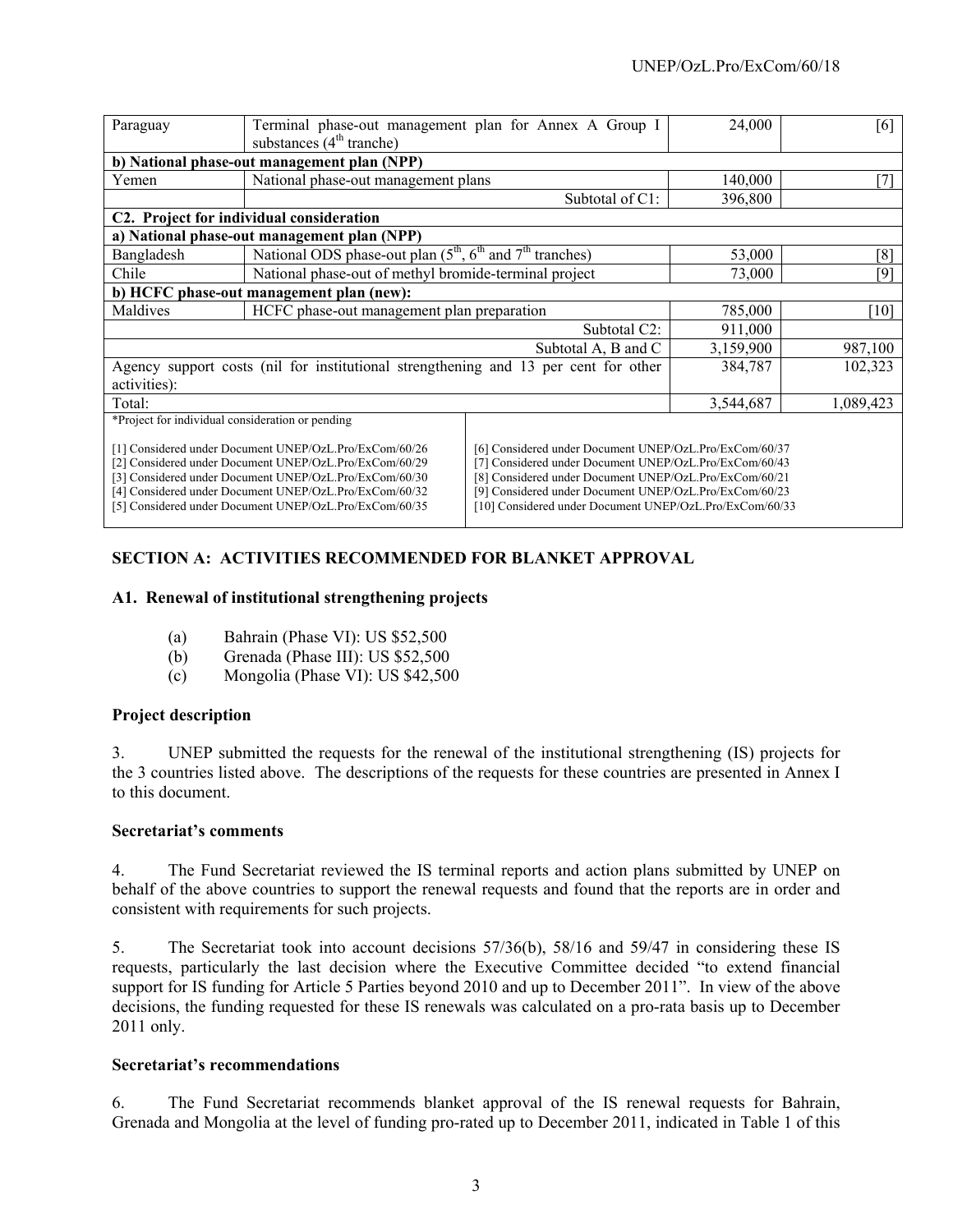| | | | |
|---|---|---|---|
| Paraguay | Terminal phase-out management plan for Annex A Group I substances (4th tranche) | 24,000 | [6] |
| **b) National phase-out management plan (NPP)** | | | |
| Yemen | National phase-out management plans | 140,000 | [7] |
| | Subtotal of C1: | 396,800 | |
| **C2. Project for individual consideration** | | | |
| **a) National phase-out management plan (NPP)** | | | |
| Bangladesh | National ODS phase-out plan (5th, 6th and 7th tranches) | 53,000 | [8] |
| Chile | National phase-out of methyl bromide-terminal project | 73,000 | [9] |
| **b) HCFC phase-out management plan (new):** | | | |
| Maldives | HCFC phase-out management plan preparation | 785,000 | [10] |
| | Subtotal C2: | 911,000 | |
| | Subtotal A, B and C | 3,159,900 | 987,100 |
| Agency support costs (nil for institutional strengthening and 13 per cent for other activities): | | 384,787 | 102,323 |
| Total: | | 3,544,687 | 1,089,423 |

*Project for individual consideration or pending

[1] Considered under Document UNEP/OzL.Pro/ExCom/60/26
[2] Considered under Document UNEP/OzL.Pro/ExCom/60/29
[3] Considered under Document UNEP/OzL.Pro/ExCom/60/30
[4] Considered under Document UNEP/OzL.Pro/ExCom/60/32
[5] Considered under Document UNEP/OzL.Pro/ExCom/60/35
[6] Considered under Document UNEP/OzL.Pro/ExCom/60/37
[7] Considered under Document UNEP/OzL.Pro/ExCom/60/43
[8] Considered under Document UNEP/OzL.Pro/ExCom/60/21
[9] Considered under Document UNEP/OzL.Pro/ExCom/60/23
[10] Considered under Document UNEP/OzL.Pro/ExCom/60/33

## SECTION A: ACTIVITIES RECOMMENDED FOR BLANKET APPROVAL

### A1. Renewal of institutional strengthening projects

(a) Bahrain (Phase VI): US $52,500
(b) Grenada (Phase III): US $52,500
(c) Mongolia (Phase VI): US $42,500

### Project description

3. UNEP submitted the requests for the renewal of the institutional strengthening (IS) projects for the 3 countries listed above. The descriptions of the requests for these countries are presented in Annex I to this document.

### Secretariat's comments

4. The Fund Secretariat reviewed the IS terminal reports and action plans submitted by UNEP on behalf of the above countries to support the renewal requests and found that the reports are in order and consistent with requirements for such projects.

5. The Secretariat took into account decisions 57/36(b), 58/16 and 59/47 in considering these IS requests, particularly the last decision where the Executive Committee decided "to extend financial support for IS funding for Article 5 Parties beyond 2010 and up to December 2011". In view of the above decisions, the funding requested for these IS renewals was calculated on a pro-rata basis up to December 2011 only.

### Secretariat's recommendations

6. The Fund Secretariat recommends blanket approval of the IS renewal requests for Bahrain, Grenada and Mongolia at the level of funding pro-rated up to December 2011, indicated in Table 1 of this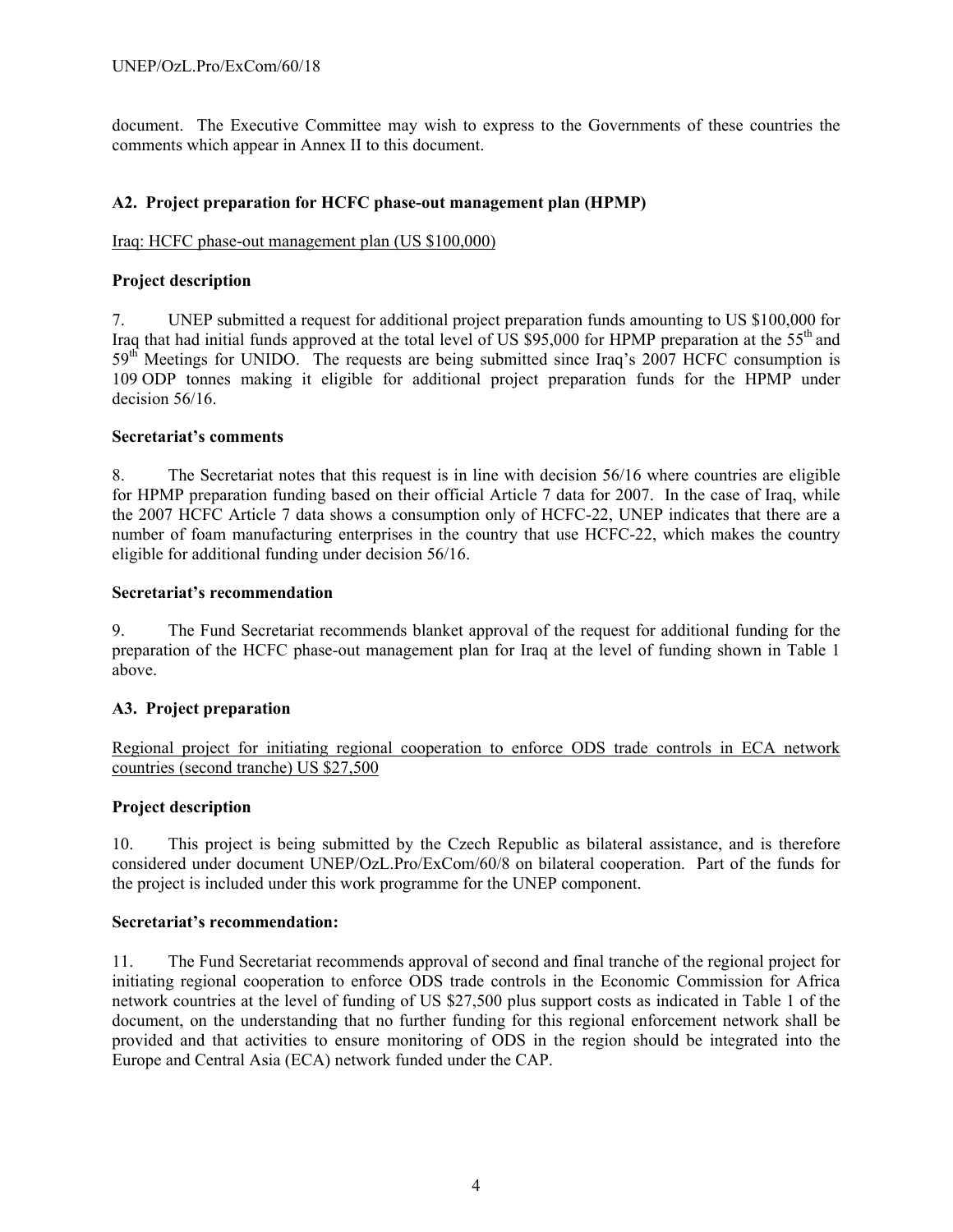document. The Executive Committee may wish to express to the Governments of these countries the comments which appear in Annex II to this document.

### A2. Project preparation for HCFC phase-out management plan (HPMP)

Iraq: HCFC phase-out management plan (US $100,000)

**Project description**

7. UNEP submitted a request for additional project preparation funds amounting to US $100,000 for Iraq that had initial funds approved at the total level of US $95,000 for HPMP preparation at the 55th and 59th Meetings for UNIDO. The requests are being submitted since Iraq's 2007 HCFC consumption is 109 ODP tonnes making it eligible for additional project preparation funds for the HPMP under decision 56/16.

**Secretariat's comments**

8. The Secretariat notes that this request is in line with decision 56/16 where countries are eligible for HPMP preparation funding based on their official Article 7 data for 2007. In the case of Iraq, while the 2007 HCFC Article 7 data shows a consumption only of HCFC-22, UNEP indicates that there are a number of foam manufacturing enterprises in the country that use HCFC-22, which makes the country eligible for additional funding under decision 56/16.

**Secretariat's recommendation**

9. The Fund Secretariat recommends blanket approval of the request for additional funding for the preparation of the HCFC phase-out management plan for Iraq at the level of funding shown in Table 1 above.

### A3. Project preparation

Regional project for initiating regional cooperation to enforce ODS trade controls in ECA network countries (second tranche) US $27,500

**Project description**

10. This project is being submitted by the Czech Republic as bilateral assistance, and is therefore considered under document UNEP/OzL.Pro/ExCom/60/8 on bilateral cooperation. Part of the funds for the project is included under this work programme for the UNEP component.

**Secretariat's recommendation:**

11. The Fund Secretariat recommends approval of second and final tranche of the regional project for initiating regional cooperation to enforce ODS trade controls in the Economic Commission for Africa network countries at the level of funding of US $27,500 plus support costs as indicated in Table 1 of the document, on the understanding that no further funding for this regional enforcement network shall be provided and that activities to ensure monitoring of ODS in the region should be integrated into the Europe and Central Asia (ECA) network funded under the CAP.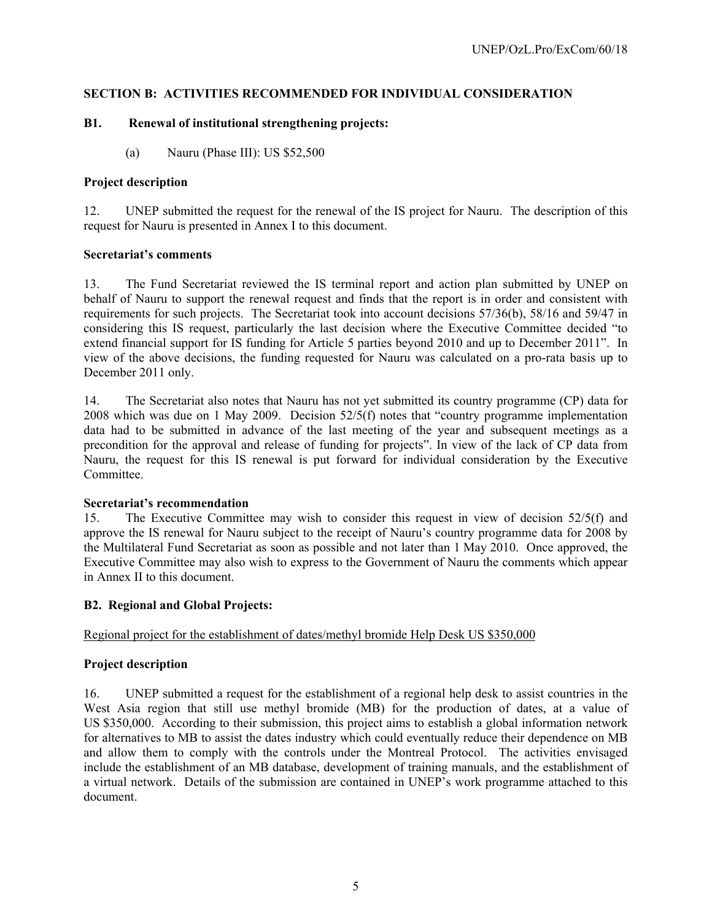### SECTION B: ACTIVITIES RECOMMENDED FOR INDIVIDUAL CONSIDERATION

#### B1. Renewal of institutional strengthening projects:

(a) Nauru (Phase III): US $52,500

**Project description**

12. UNEP submitted the request for the renewal of the IS project for Nauru. The description of this request for Nauru is presented in Annex I to this document.

**Secretariat's comments**

13. The Fund Secretariat reviewed the IS terminal report and action plan submitted by UNEP on behalf of Nauru to support the renewal request and finds that the report is in order and consistent with requirements for such projects. The Secretariat took into account decisions 57/36(b), 58/16 and 59/47 in considering this IS request, particularly the last decision where the Executive Committee decided "to extend financial support for IS funding for Article 5 parties beyond 2010 and up to December 2011". In view of the above decisions, the funding requested for Nauru was calculated on a pro-rata basis up to December 2011 only.

14. The Secretariat also notes that Nauru has not yet submitted its country programme (CP) data for 2008 which was due on 1 May 2009. Decision 52/5(f) notes that "country programme implementation data had to be submitted in advance of the last meeting of the year and subsequent meetings as a precondition for the approval and release of funding for projects". In view of the lack of CP data from Nauru, the request for this IS renewal is put forward for individual consideration by the Executive Committee.

**Secretariat's recommendation**

15. The Executive Committee may wish to consider this request in view of decision 52/5(f) and approve the IS renewal for Nauru subject to the receipt of Nauru's country programme data for 2008 by the Multilateral Fund Secretariat as soon as possible and not later than 1 May 2010. Once approved, the Executive Committee may also wish to express to the Government of Nauru the comments which appear in Annex II to this document.

#### B2. Regional and Global Projects:

Regional project for the establishment of dates/methyl bromide Help Desk US $350,000

**Project description**

16. UNEP submitted a request for the establishment of a regional help desk to assist countries in the West Asia region that still use methyl bromide (MB) for the production of dates, at a value of US $350,000. According to their submission, this project aims to establish a global information network for alternatives to MB to assist the dates industry which could eventually reduce their dependence on MB and allow them to comply with the controls under the Montreal Protocol. The activities envisaged include the establishment of an MB database, development of training manuals, and the establishment of a virtual network. Details of the submission are contained in UNEP's work programme attached to this document.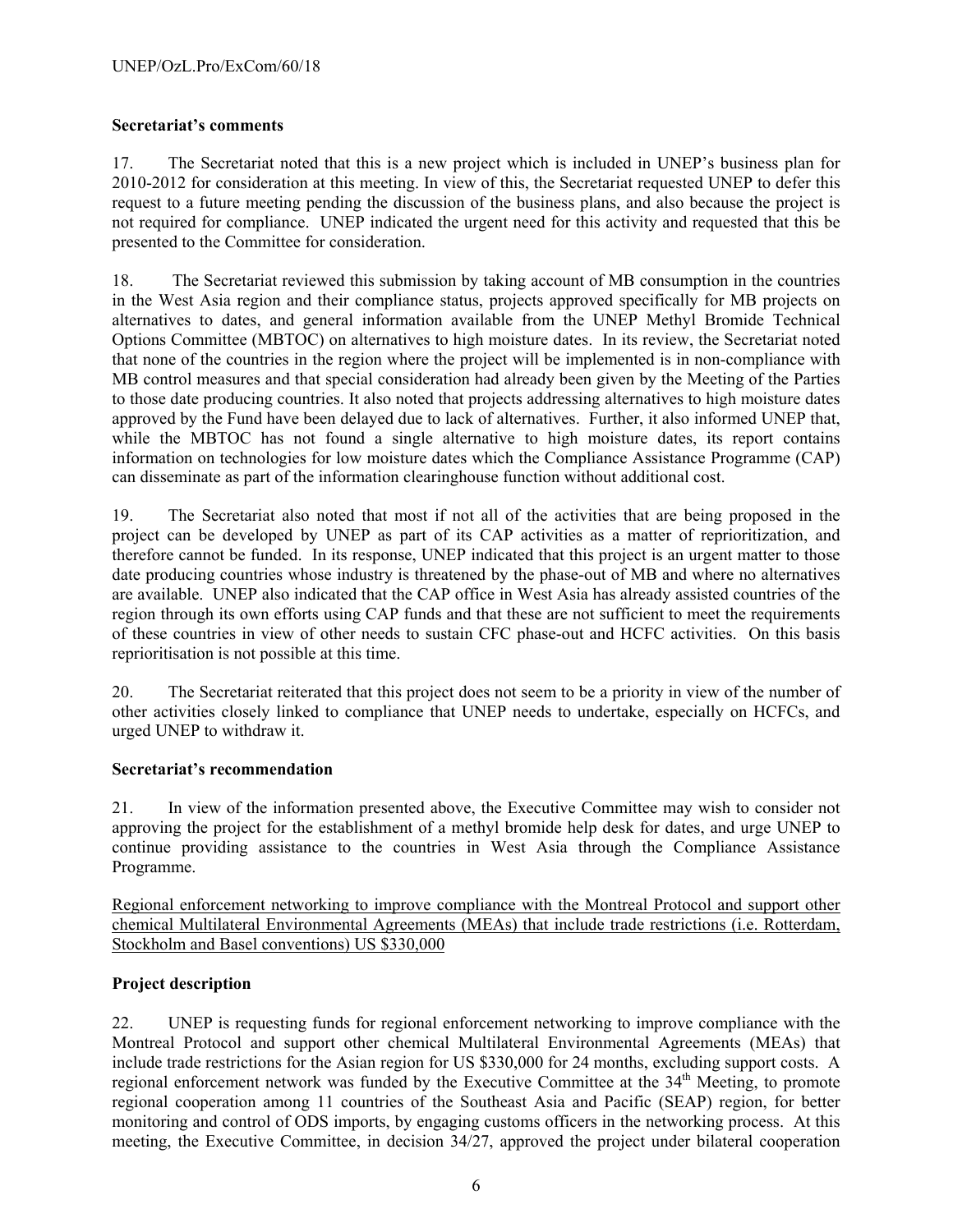**Secretariat's comments**

17. The Secretariat noted that this is a new project which is included in UNEP's business plan for 2010-2012 for consideration at this meeting. In view of this, the Secretariat requested UNEP to defer this request to a future meeting pending the discussion of the business plans, and also because the project is not required for compliance. UNEP indicated the urgent need for this activity and requested that this be presented to the Committee for consideration.

18. The Secretariat reviewed this submission by taking account of MB consumption in the countries in the West Asia region and their compliance status, projects approved specifically for MB projects on alternatives to dates, and general information available from the UNEP Methyl Bromide Technical Options Committee (MBTOC) on alternatives to high moisture dates. In its review, the Secretariat noted that none of the countries in the region where the project will be implemented is in non-compliance with MB control measures and that special consideration had already been given by the Meeting of the Parties to those date producing countries. It also noted that projects addressing alternatives to high moisture dates approved by the Fund have been delayed due to lack of alternatives. Further, it also informed UNEP that, while the MBTOC has not found a single alternative to high moisture dates, its report contains information on technologies for low moisture dates which the Compliance Assistance Programme (CAP) can disseminate as part of the information clearinghouse function without additional cost.

19. The Secretariat also noted that most if not all of the activities that are being proposed in the project can be developed by UNEP as part of its CAP activities as a matter of reprioritization, and therefore cannot be funded. In its response, UNEP indicated that this project is an urgent matter to those date producing countries whose industry is threatened by the phase-out of MB and where no alternatives are available. UNEP also indicated that the CAP office in West Asia has already assisted countries of the region through its own efforts using CAP funds and that these are not sufficient to meet the requirements of these countries in view of other needs to sustain CFC phase-out and HCFC activities. On this basis reprioritisation is not possible at this time.

20. The Secretariat reiterated that this project does not seem to be a priority in view of the number of other activities closely linked to compliance that UNEP needs to undertake, especially on HCFCs, and urged UNEP to withdraw it.

**Secretariat's recommendation**

21. In view of the information presented above, the Executive Committee may wish to consider not approving the project for the establishment of a methyl bromide help desk for dates, and urge UNEP to continue providing assistance to the countries in West Asia through the Compliance Assistance Programme.

<u>Regional enforcement networking to improve compliance with the Montreal Protocol and support other chemical Multilateral Environmental Agreements (MEAs) that include trade restrictions (i.e. Rotterdam, Stockholm and Basel conventions) US $330,000</u>

**Project description**

22. UNEP is requesting funds for regional enforcement networking to improve compliance with the Montreal Protocol and support other chemical Multilateral Environmental Agreements (MEAs) that include trade restrictions for the Asian region for US $330,000 for 24 months, excluding support costs. A regional enforcement network was funded by the Executive Committee at the 34th Meeting, to promote regional cooperation among 11 countries of the Southeast Asia and Pacific (SEAP) region, for better monitoring and control of ODS imports, by engaging customs officers in the networking process. At this meeting, the Executive Committee, in decision 34/27, approved the project under bilateral cooperation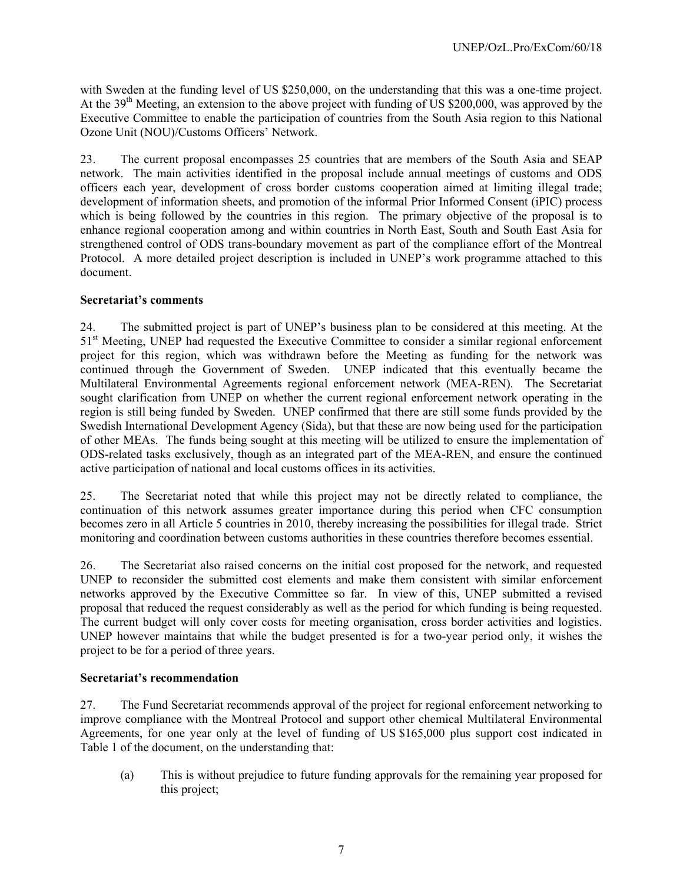with Sweden at the funding level of US $250,000, on the understanding that this was a one-time project. At the 39th Meeting, an extension to the above project with funding of US $200,000, was approved by the Executive Committee to enable the participation of countries from the South Asia region to this National Ozone Unit (NOU)/Customs Officers' Network.

23. The current proposal encompasses 25 countries that are members of the South Asia and SEAP network. The main activities identified in the proposal include annual meetings of customs and ODS officers each year, development of cross border customs cooperation aimed at limiting illegal trade; development of information sheets, and promotion of the informal Prior Informed Consent (iPIC) process which is being followed by the countries in this region. The primary objective of the proposal is to enhance regional cooperation among and within countries in North East, South and South East Asia for strengthened control of ODS trans-boundary movement as part of the compliance effort of the Montreal Protocol. A more detailed project description is included in UNEP's work programme attached to this document.

**Secretariat's comments**

24. The submitted project is part of UNEP's business plan to be considered at this meeting. At the 51st Meeting, UNEP had requested the Executive Committee to consider a similar regional enforcement project for this region, which was withdrawn before the Meeting as funding for the network was continued through the Government of Sweden. UNEP indicated that this eventually became the Multilateral Environmental Agreements regional enforcement network (MEA-REN). The Secretariat sought clarification from UNEP on whether the current regional enforcement network operating in the region is still being funded by Sweden. UNEP confirmed that there are still some funds provided by the Swedish International Development Agency (Sida), but that these are now being used for the participation of other MEAs. The funds being sought at this meeting will be utilized to ensure the implementation of ODS-related tasks exclusively, though as an integrated part of the MEA-REN, and ensure the continued active participation of national and local customs offices in its activities.

25. The Secretariat noted that while this project may not be directly related to compliance, the continuation of this network assumes greater importance during this period when CFC consumption becomes zero in all Article 5 countries in 2010, thereby increasing the possibilities for illegal trade. Strict monitoring and coordination between customs authorities in these countries therefore becomes essential.

26. The Secretariat also raised concerns on the initial cost proposed for the network, and requested UNEP to reconsider the submitted cost elements and make them consistent with similar enforcement networks approved by the Executive Committee so far. In view of this, UNEP submitted a revised proposal that reduced the request considerably as well as the period for which funding is being requested. The current budget will only cover costs for meeting organisation, cross border activities and logistics. UNEP however maintains that while the budget presented is for a two-year period only, it wishes the project to be for a period of three years.

**Secretariat's recommendation**

27. The Fund Secretariat recommends approval of the project for regional enforcement networking to improve compliance with the Montreal Protocol and support other chemical Multilateral Environmental Agreements, for one year only at the level of funding of US $165,000 plus support cost indicated in Table 1 of the document, on the understanding that:

(a) This is without prejudice to future funding approvals for the remaining year proposed for this project;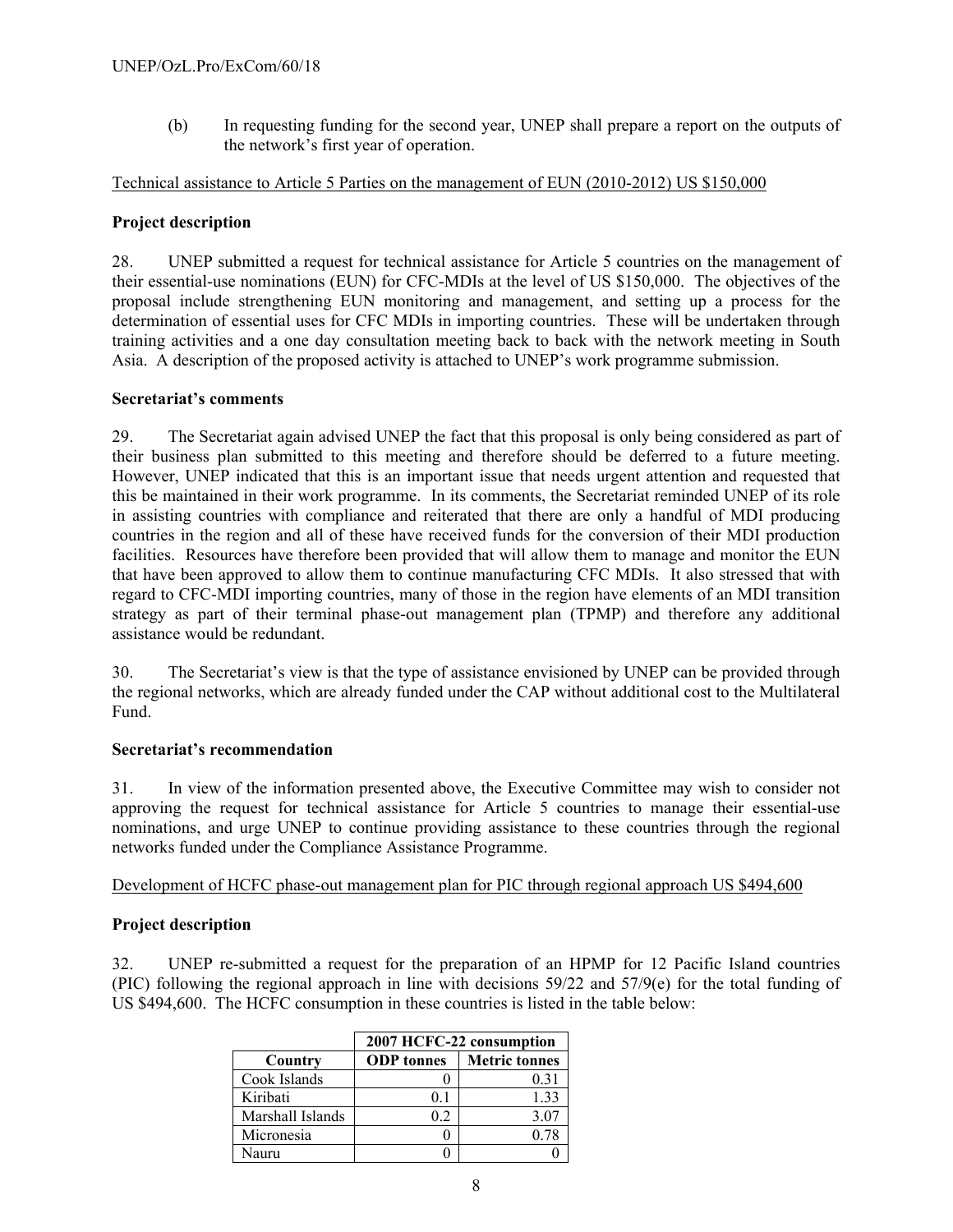(b) In requesting funding for the second year, UNEP shall prepare a report on the outputs of the network's first year of operation.

<u>Technical assistance to Article 5 Parties on the management of EUN (2010-2012) US $150,000</u>

**Project description**

28. UNEP submitted a request for technical assistance for Article 5 countries on the management of their essential-use nominations (EUN) for CFC-MDIs at the level of US $150,000. The objectives of the proposal include strengthening EUN monitoring and management, and setting up a process for the determination of essential uses for CFC MDIs in importing countries. These will be undertaken through training activities and a one day consultation meeting back to back with the network meeting in South Asia. A description of the proposed activity is attached to UNEP's work programme submission.

**Secretariat's comments**

29. The Secretariat again advised UNEP the fact that this proposal is only being considered as part of their business plan submitted to this meeting and therefore should be deferred to a future meeting. However, UNEP indicated that this is an important issue that needs urgent attention and requested that this be maintained in their work programme. In its comments, the Secretariat reminded UNEP of its role in assisting countries with compliance and reiterated that there are only a handful of MDI producing countries in the region and all of these have received funds for the conversion of their MDI production facilities. Resources have therefore been provided that will allow them to manage and monitor the EUN that have been approved to allow them to continue manufacturing CFC MDIs. It also stressed that with regard to CFC-MDI importing countries, many of those in the region have elements of an MDI transition strategy as part of their terminal phase-out management plan (TPMP) and therefore any additional assistance would be redundant.

30. The Secretariat's view is that the type of assistance envisioned by UNEP can be provided through the regional networks, which are already funded under the CAP without additional cost to the Multilateral Fund.

**Secretariat's recommendation**

31. In view of the information presented above, the Executive Committee may wish to consider not approving the request for technical assistance for Article 5 countries to manage their essential-use nominations, and urge UNEP to continue providing assistance to these countries through the regional networks funded under the Compliance Assistance Programme.

<u>Development of HCFC phase-out management plan for PIC through regional approach US $494,600</u>

**Project description**

32. UNEP re-submitted a request for the preparation of an HPMP for 12 Pacific Island countries (PIC) following the regional approach in line with decisions 59/22 and 57/9(e) for the total funding of US $494,600. The HCFC consumption in these countries is listed in the table below:

| | 2007 HCFC-22 consumption | |
|---|---|---|
| **Country** | **ODP tonnes** | **Metric tonnes** |
| Cook Islands | 0 | 0.31 |
| Kiribati | 0.1 | 1.33 |
| Marshall Islands | 0.2 | 3.07 |
| Micronesia | 0 | 0.78 |
| Nauru | 0 | 0 |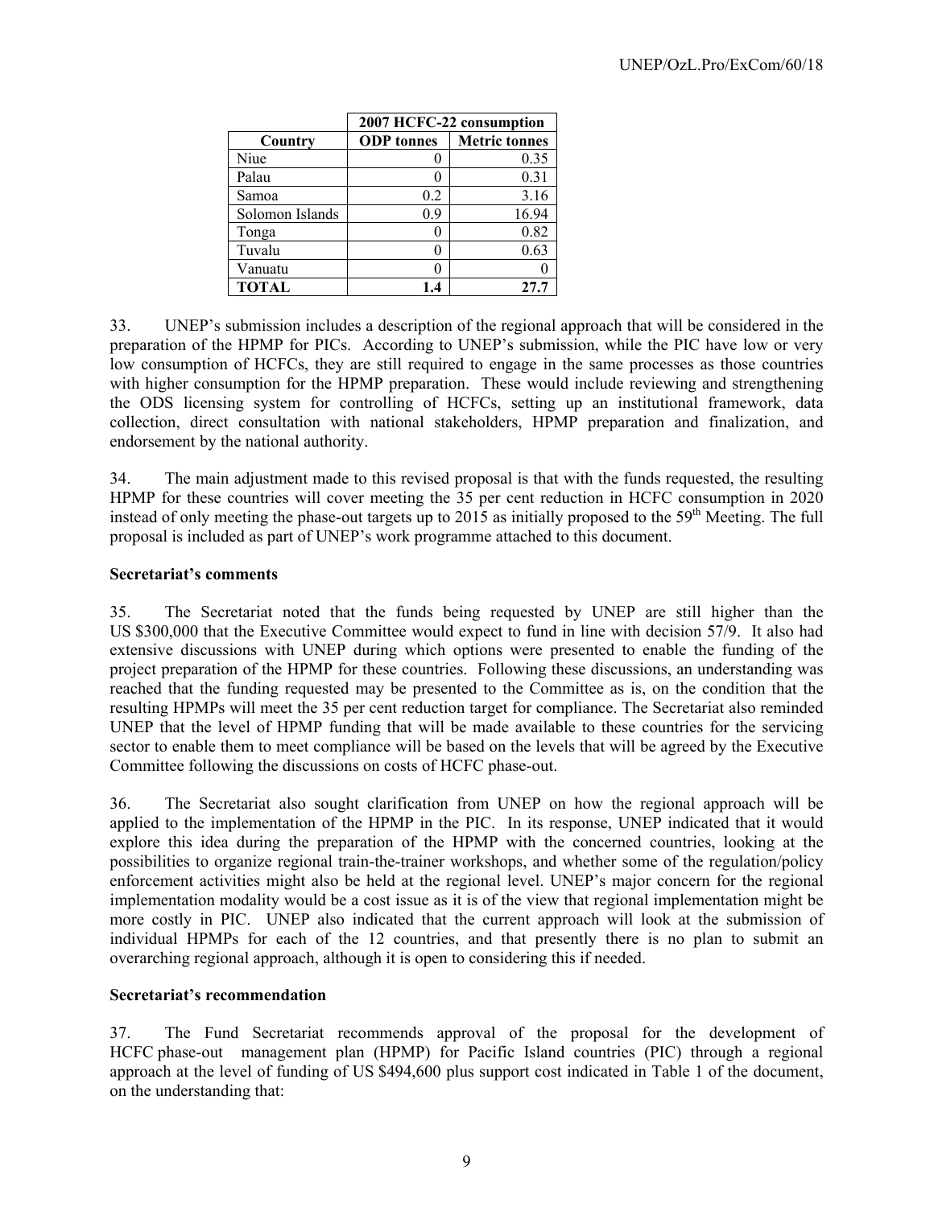| Country | 2007 HCFC-22 consumption | |
|---|---|---|
| | ODP tonnes | Metric tonnes |
| Niue | 0 | 0.35 |
| Palau | 0 | 0.31 |
| Samoa | 0.2 | 3.16 |
| Solomon Islands | 0.9 | 16.94 |
| Tonga | 0 | 0.82 |
| Tuvalu | 0 | 0.63 |
| Vanuatu | 0 | 0 |
| **TOTAL** | **1.4** | **27.7** |

33. UNEP's submission includes a description of the regional approach that will be considered in the preparation of the HPMP for PICs. According to UNEP's submission, while the PIC have low or very low consumption of HCFCs, they are still required to engage in the same processes as those countries with higher consumption for the HPMP preparation. These would include reviewing and strengthening the ODS licensing system for controlling of HCFCs, setting up an institutional framework, data collection, direct consultation with national stakeholders, HPMP preparation and finalization, and endorsement by the national authority.

34. The main adjustment made to this revised proposal is that with the funds requested, the resulting HPMP for these countries will cover meeting the 35 per cent reduction in HCFC consumption in 2020 instead of only meeting the phase-out targets up to 2015 as initially proposed to the 59th Meeting. The full proposal is included as part of UNEP's work programme attached to this document.

**Secretariat's comments**

35. The Secretariat noted that the funds being requested by UNEP are still higher than the US $300,000 that the Executive Committee would expect to fund in line with decision 57/9. It also had extensive discussions with UNEP during which options were presented to enable the funding of the project preparation of the HPMP for these countries. Following these discussions, an understanding was reached that the funding requested may be presented to the Committee as is, on the condition that the resulting HPMPs will meet the 35 per cent reduction target for compliance. The Secretariat also reminded UNEP that the level of HPMP funding that will be made available to these countries for the servicing sector to enable them to meet compliance will be based on the levels that will be agreed by the Executive Committee following the discussions on costs of HCFC phase-out.

36. The Secretariat also sought clarification from UNEP on how the regional approach will be applied to the implementation of the HPMP in the PIC. In its response, UNEP indicated that it would explore this idea during the preparation of the HPMP with the concerned countries, looking at the possibilities to organize regional train-the-trainer workshops, and whether some of the regulation/policy enforcement activities might also be held at the regional level. UNEP's major concern for the regional implementation modality would be a cost issue as it is of the view that regional implementation might be more costly in PIC. UNEP also indicated that the current approach will look at the submission of individual HPMPs for each of the 12 countries, and that presently there is no plan to submit an overarching regional approach, although it is open to considering this if needed.

**Secretariat's recommendation**

37. The Fund Secretariat recommends approval of the proposal for the development of HCFC phase-out management plan (HPMP) for Pacific Island countries (PIC) through a regional approach at the level of funding of US $494,600 plus support cost indicated in Table 1 of the document, on the understanding that: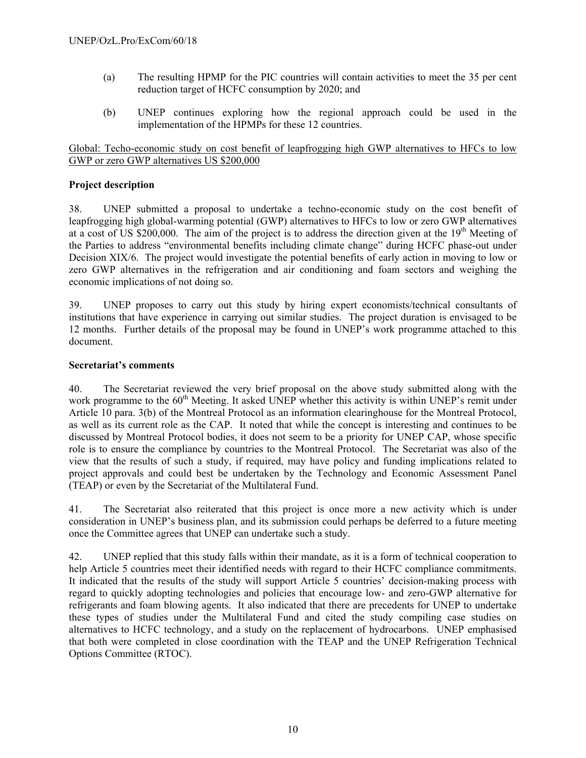(a) The resulting HPMP for the PIC countries will contain activities to meet the 35 per cent reduction target of HCFC consumption by 2020; and

(b) UNEP continues exploring how the regional approach could be used in the implementation of the HPMPs for these 12 countries.

Global: Techo-economic study on cost benefit of leapfrogging high GWP alternatives to HFCs to low GWP or zero GWP alternatives US $200,000

**Project description**

38. UNEP submitted a proposal to undertake a techno-economic study on the cost benefit of leapfrogging high global-warming potential (GWP) alternatives to HFCs to low or zero GWP alternatives at a cost of US $200,000. The aim of the project is to address the direction given at the 19th Meeting of the Parties to address "environmental benefits including climate change" during HCFC phase-out under Decision XIX/6. The project would investigate the potential benefits of early action in moving to low or zero GWP alternatives in the refrigeration and air conditioning and foam sectors and weighing the economic implications of not doing so.

39. UNEP proposes to carry out this study by hiring expert economists/technical consultants of institutions that have experience in carrying out similar studies. The project duration is envisaged to be 12 months. Further details of the proposal may be found in UNEP's work programme attached to this document.

**Secretariat's comments**

40. The Secretariat reviewed the very brief proposal on the above study submitted along with the work programme to the 60th Meeting. It asked UNEP whether this activity is within UNEP's remit under Article 10 para. 3(b) of the Montreal Protocol as an information clearinghouse for the Montreal Protocol, as well as its current role as the CAP. It noted that while the concept is interesting and continues to be discussed by Montreal Protocol bodies, it does not seem to be a priority for UNEP CAP, whose specific role is to ensure the compliance by countries to the Montreal Protocol. The Secretariat was also of the view that the results of such a study, if required, may have policy and funding implications related to project approvals and could best be undertaken by the Technology and Economic Assessment Panel (TEAP) or even by the Secretariat of the Multilateral Fund.

41. The Secretariat also reiterated that this project is once more a new activity which is under consideration in UNEP's business plan, and its submission could perhaps be deferred to a future meeting once the Committee agrees that UNEP can undertake such a study.

42. UNEP replied that this study falls within their mandate, as it is a form of technical cooperation to help Article 5 countries meet their identified needs with regard to their HCFC compliance commitments. It indicated that the results of the study will support Article 5 countries' decision-making process with regard to quickly adopting technologies and policies that encourage low- and zero-GWP alternative for refrigerants and foam blowing agents. It also indicated that there are precedents for UNEP to undertake these types of studies under the Multilateral Fund and cited the study compiling case studies on alternatives to HCFC technology, and a study on the replacement of hydrocarbons. UNEP emphasised that both were completed in close coordination with the TEAP and the UNEP Refrigeration Technical Options Committee (RTOC).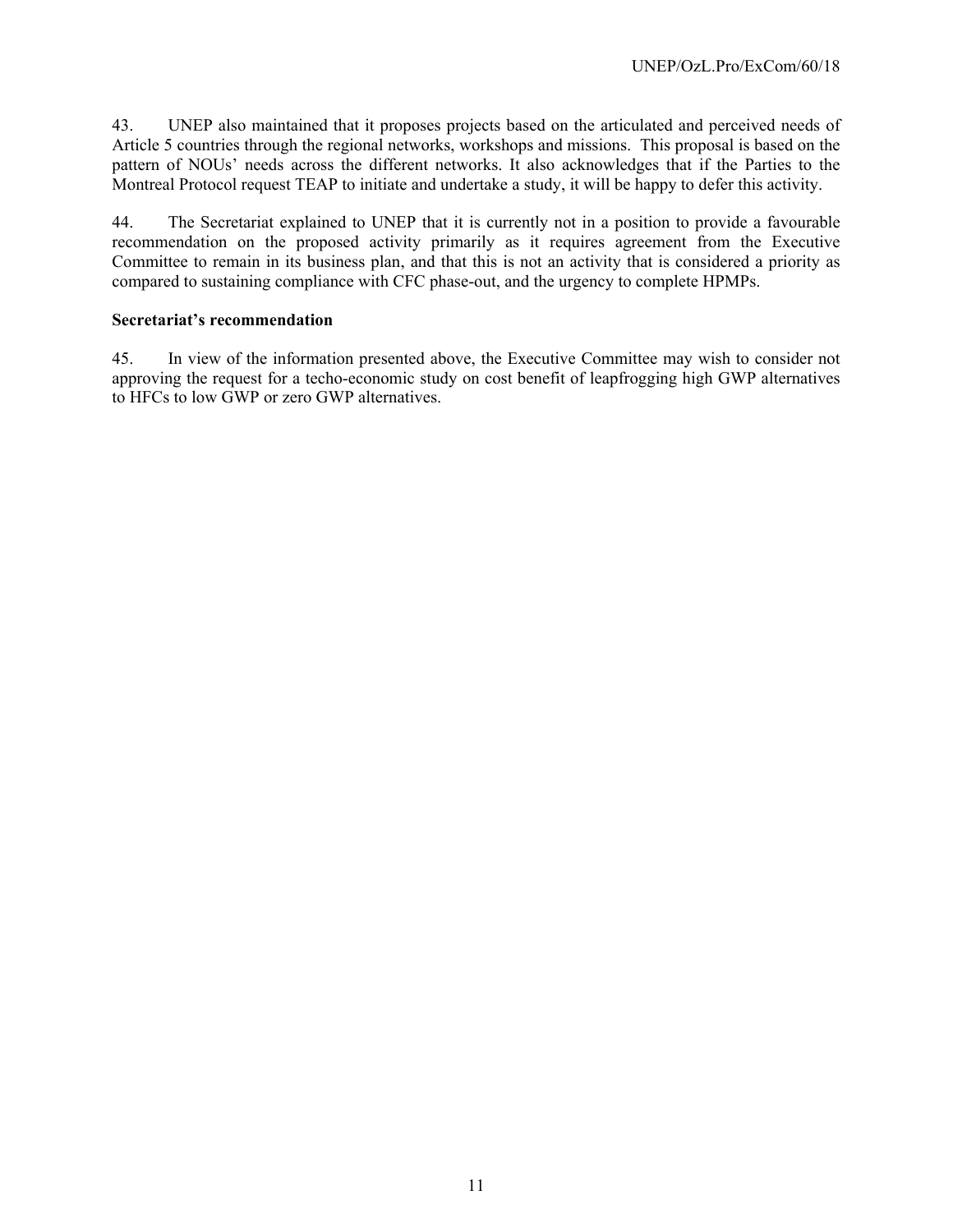43. UNEP also maintained that it proposes projects based on the articulated and perceived needs of Article 5 countries through the regional networks, workshops and missions. This proposal is based on the pattern of NOUs' needs across the different networks. It also acknowledges that if the Parties to the Montreal Protocol request TEAP to initiate and undertake a study, it will be happy to defer this activity.

44. The Secretariat explained to UNEP that it is currently not in a position to provide a favourable recommendation on the proposed activity primarily as it requires agreement from the Executive Committee to remain in its business plan, and that this is not an activity that is considered a priority as compared to sustaining compliance with CFC phase-out, and the urgency to complete HPMPs.

**Secretariat's recommendation**

45. In view of the information presented above, the Executive Committee may wish to consider not approving the request for a techo-economic study on cost benefit of leapfrogging high GWP alternatives to HFCs to low GWP or zero GWP alternatives.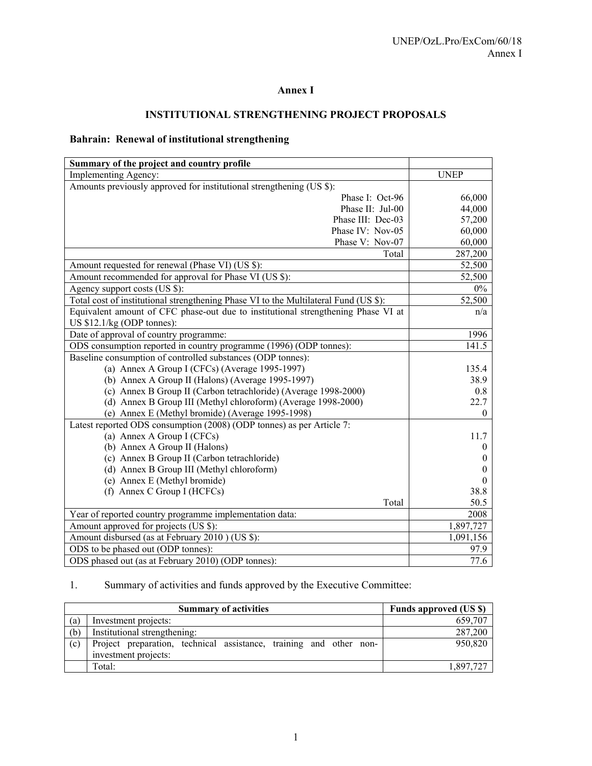## Annex I

## INSTITUTIONAL STRENGTHENING PROJECT PROPOSALS

### Bahrain: Renewal of institutional strengthening

| Summary of the project and country profile | |
|---|---|
| Implementing Agency: | UNEP |
| Amounts previously approved for institutional strengthening (US $): | |
| Phase I: Oct-96 | 66,000 |
| Phase II: Jul-00 | 44,000 |
| Phase III: Dec-03 | 57,200 |
| Phase IV: Nov-05 | 60,000 |
| Phase V: Nov-07 | 60,000 |
| Total | 287,200 |
| Amount requested for renewal (Phase VI) (US $): | 52,500 |
| Amount recommended for approval for Phase VI (US $): | 52,500 |
| Agency support costs (US $): | 0% |
| Total cost of institutional strengthening Phase VI to the Multilateral Fund (US $): | 52,500 |
| Equivalent amount of CFC phase-out due to institutional strengthening Phase VI at US $12.1/kg (ODP tonnes): | n/a |
| Date of approval of country programme: | 1996 |
| ODS consumption reported in country programme (1996) (ODP tonnes): | 141.5 |
| Baseline consumption of controlled substances (ODP tonnes): | |
| (a) Annex A Group I (CFCs) (Average 1995-1997) | 135.4 |
| (b) Annex A Group II (Halons) (Average 1995-1997) | 38.9 |
| (c) Annex B Group II (Carbon tetrachloride) (Average 1998-2000) | 0.8 |
| (d) Annex B Group III (Methyl chloroform) (Average 1998-2000) | 22.7 |
| (e) Annex E (Methyl bromide) (Average 1995-1998) | 0 |
| Latest reported ODS consumption (2008) (ODP tonnes) as per Article 7: | |
| (a) Annex A Group I (CFCs) | 11.7 |
| (b) Annex A Group II (Halons) | 0 |
| (c) Annex B Group II (Carbon tetrachloride) | 0 |
| (d) Annex B Group III (Methyl chloroform) | 0 |
| (e) Annex E (Methyl bromide) | 0 |
| (f) Annex C Group I (HCFCs) | 38.8 |
| Total | 50.5 |
| Year of reported country programme implementation data: | 2008 |
| Amount approved for projects (US $): | 1,897,727 |
| Amount disbursed (as at February 2010 ) (US $): | 1,091,156 |
| ODS to be phased out (ODP tonnes): | 97.9 |
| ODS phased out (as at February 2010) (ODP tonnes): | 77.6 |

1. Summary of activities and funds approved by the Executive Committee:

| | Summary of activities | Funds approved (US $) |
|---|---|---|
| (a) | Investment projects: | 659,707 |
| (b) | Institutional strengthening: | 287,200 |
| (c) | Project preparation, technical assistance, training and other non-investment projects: | 950,820 |
| | Total: | 1,897,727 |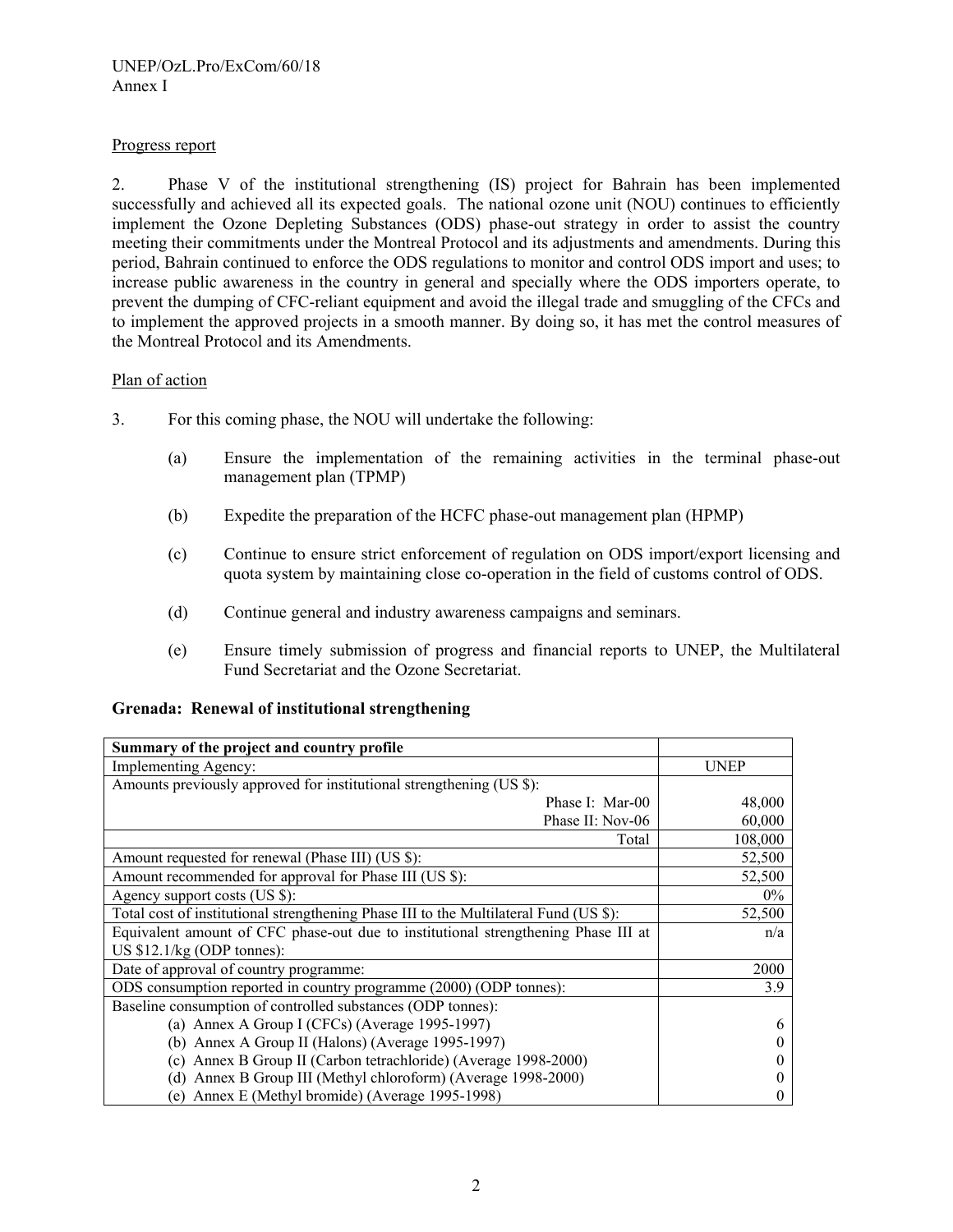Progress report

2. Phase V of the institutional strengthening (IS) project for Bahrain has been implemented successfully and achieved all its expected goals. The national ozone unit (NOU) continues to efficiently implement the Ozone Depleting Substances (ODS) phase-out strategy in order to assist the country meeting their commitments under the Montreal Protocol and its adjustments and amendments. During this period, Bahrain continued to enforce the ODS regulations to monitor and control ODS import and uses; to increase public awareness in the country in general and specially where the ODS importers operate, to prevent the dumping of CFC-reliant equipment and avoid the illegal trade and smuggling of the CFCs and to implement the approved projects in a smooth manner. By doing so, it has met the control measures of the Montreal Protocol and its Amendments.

Plan of action

3. For this coming phase, the NOU will undertake the following:

(a) Ensure the implementation of the remaining activities in the terminal phase-out management plan (TPMP)

(b) Expedite the preparation of the HCFC phase-out management plan (HPMP)

(c) Continue to ensure strict enforcement of regulation on ODS import/export licensing and quota system by maintaining close co-operation in the field of customs control of ODS.

(d) Continue general and industry awareness campaigns and seminars.

(e) Ensure timely submission of progress and financial reports to UNEP, the Multilateral Fund Secretariat and the Ozone Secretariat.

**Grenada: Renewal of institutional strengthening**

| **Summary of the project and country profile** | |
|---|---|
| Implementing Agency: | UNEP |
| Amounts previously approved for institutional strengthening (US $): | |
| Phase I: Mar-00 | 48,000 |
| Phase II: Nov-06 | 60,000 |
| Total | 108,000 |
| Amount requested for renewal (Phase III) (US $): | 52,500 |
| Amount recommended for approval for Phase III (US $): | 52,500 |
| Agency support costs (US $): | 0% |
| Total cost of institutional strengthening Phase III to the Multilateral Fund (US $): | 52,500 |
| Equivalent amount of CFC phase-out due to institutional strengthening Phase III at US $12.1/kg (ODP tonnes): | n/a |
| Date of approval of country programme: | 2000 |
| ODS consumption reported in country programme (2000) (ODP tonnes): | 3.9 |
| Baseline consumption of controlled substances (ODP tonnes): | |
| (a) Annex A Group I (CFCs) (Average 1995-1997) | 6 |
| (b) Annex A Group II (Halons) (Average 1995-1997) | 0 |
| (c) Annex B Group II (Carbon tetrachloride) (Average 1998-2000) | 0 |
| (d) Annex B Group III (Methyl chloroform) (Average 1998-2000) | 0 |
| (e) Annex E (Methyl bromide) (Average 1995-1998) | 0 |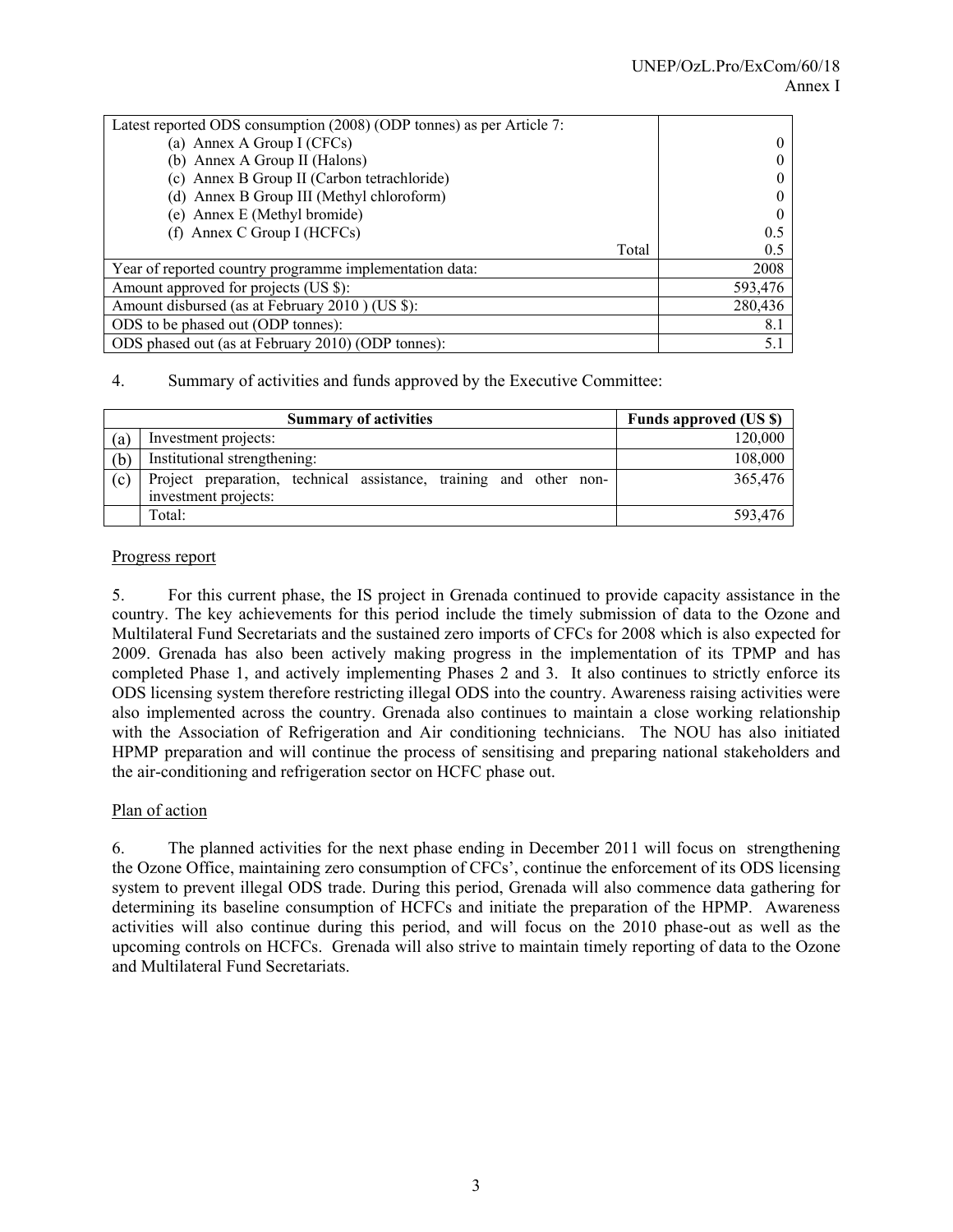| Latest reported ODS consumption (2008) (ODP tonnes) as per Article 7: | |
|---|---|
| (a) Annex A Group I (CFCs) | 0 |
| (b) Annex A Group II (Halons) | 0 |
| (c) Annex B Group II (Carbon tetrachloride) | 0 |
| (d) Annex B Group III (Methyl chloroform) | 0 |
| (e) Annex E (Methyl bromide) | 0 |
| (f) Annex C Group I (HCFCs) | 0.5 |
| Total | 0.5 |
| Year of reported country programme implementation data: | 2008 |
| Amount approved for projects (US $): | 593,476 |
| Amount disbursed (as at February 2010 ) (US $): | 280,436 |
| ODS to be phased out (ODP tonnes): | 8.1 |
| ODS phased out (as at February 2010) (ODP tonnes): | 5.1 |

4. Summary of activities and funds approved by the Executive Committee:

| | Summary of activities | Funds approved (US $) |
|---|---|---|
| (a) | Investment projects: | 120,000 |
| (b) | Institutional strengthening: | 108,000 |
| (c) | Project preparation, technical assistance, training and other non-investment projects: | 365,476 |
| | Total: | 593,476 |

Progress report

5. For this current phase, the IS project in Grenada continued to provide capacity assistance in the country. The key achievements for this period include the timely submission of data to the Ozone and Multilateral Fund Secretariats and the sustained zero imports of CFCs for 2008 which is also expected for 2009. Grenada has also been actively making progress in the implementation of its TPMP and has completed Phase 1, and actively implementing Phases 2 and 3. It also continues to strictly enforce its ODS licensing system therefore restricting illegal ODS into the country. Awareness raising activities were also implemented across the country. Grenada also continues to maintain a close working relationship with the Association of Refrigeration and Air conditioning technicians. The NOU has also initiated HPMP preparation and will continue the process of sensitising and preparing national stakeholders and the air-conditioning and refrigeration sector on HCFC phase out.

Plan of action

6. The planned activities for the next phase ending in December 2011 will focus on strengthening the Ozone Office, maintaining zero consumption of CFCs', continue the enforcement of its ODS licensing system to prevent illegal ODS trade. During this period, Grenada will also commence data gathering for determining its baseline consumption of HCFCs and initiate the preparation of the HPMP. Awareness activities will also continue during this period, and will focus on the 2010 phase-out as well as the upcoming controls on HCFCs. Grenada will also strive to maintain timely reporting of data to the Ozone and Multilateral Fund Secretariats.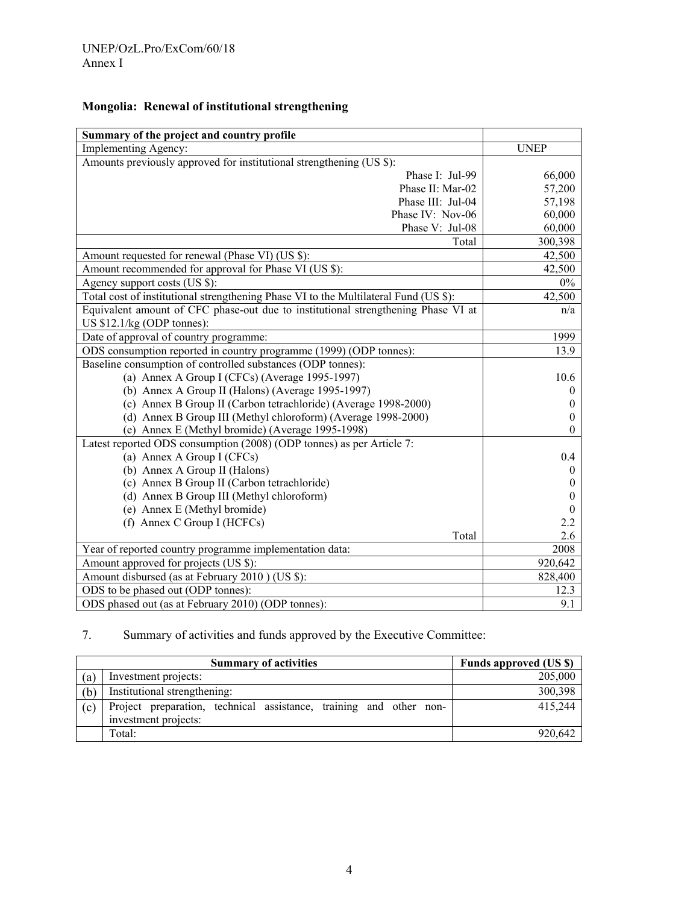### Mongolia: Renewal of institutional strengthening

| Summary of the project and country profile | |
|---|---|
| Implementing Agency: | UNEP |
| Amounts previously approved for institutional strengthening (US $): | |
| Phase I: Jul-99 | 66,000 |
| Phase II: Mar-02 | 57,200 |
| Phase III: Jul-04 | 57,198 |
| Phase IV: Nov-06 | 60,000 |
| Phase V: Jul-08 | 60,000 |
| Total | 300,398 |
| Amount requested for renewal (Phase VI) (US $): | 42,500 |
| Amount recommended for approval for Phase VI (US $): | 42,500 |
| Agency support costs (US $): | 0% |
| Total cost of institutional strengthening Phase VI to the Multilateral Fund (US $): | 42,500 |
| Equivalent amount of CFC phase-out due to institutional strengthening Phase VI at US $12.1/kg (ODP tonnes): | n/a |
| Date of approval of country programme: | 1999 |
| ODS consumption reported in country programme (1999) (ODP tonnes): | 13.9 |
| Baseline consumption of controlled substances (ODP tonnes): | |
| (a) Annex A Group I (CFCs) (Average 1995-1997) | 10.6 |
| (b) Annex A Group II (Halons) (Average 1995-1997) | 0 |
| (c) Annex B Group II (Carbon tetrachloride) (Average 1998-2000) | 0 |
| (d) Annex B Group III (Methyl chloroform) (Average 1998-2000) | 0 |
| (e) Annex E (Methyl bromide) (Average 1995-1998) | 0 |
| Latest reported ODS consumption (2008) (ODP tonnes) as per Article 7: | |
| (a) Annex A Group I (CFCs) | 0.4 |
| (b) Annex A Group II (Halons) | 0 |
| (c) Annex B Group II (Carbon tetrachloride) | 0 |
| (d) Annex B Group III (Methyl chloroform) | 0 |
| (e) Annex E (Methyl bromide) | 0 |
| (f) Annex C Group I (HCFCs) | 2.2 |
| Total | 2.6 |
| Year of reported country programme implementation data: | 2008 |
| Amount approved for projects (US $): | 920,642 |
| Amount disbursed (as at February 2010 ) (US $): | 828,400 |
| ODS to be phased out (ODP tonnes): | 12.3 |
| ODS phased out (as at February 2010) (ODP tonnes): | 9.1 |

7. Summary of activities and funds approved by the Executive Committee:

| | Summary of activities | Funds approved (US $) |
|---|---|---|
| (a) | Investment projects: | 205,000 |
| (b) | Institutional strengthening: | 300,398 |
| (c) | Project preparation, technical assistance, training and other non-investment projects: | 415,244 |
| | Total: | 920,642 |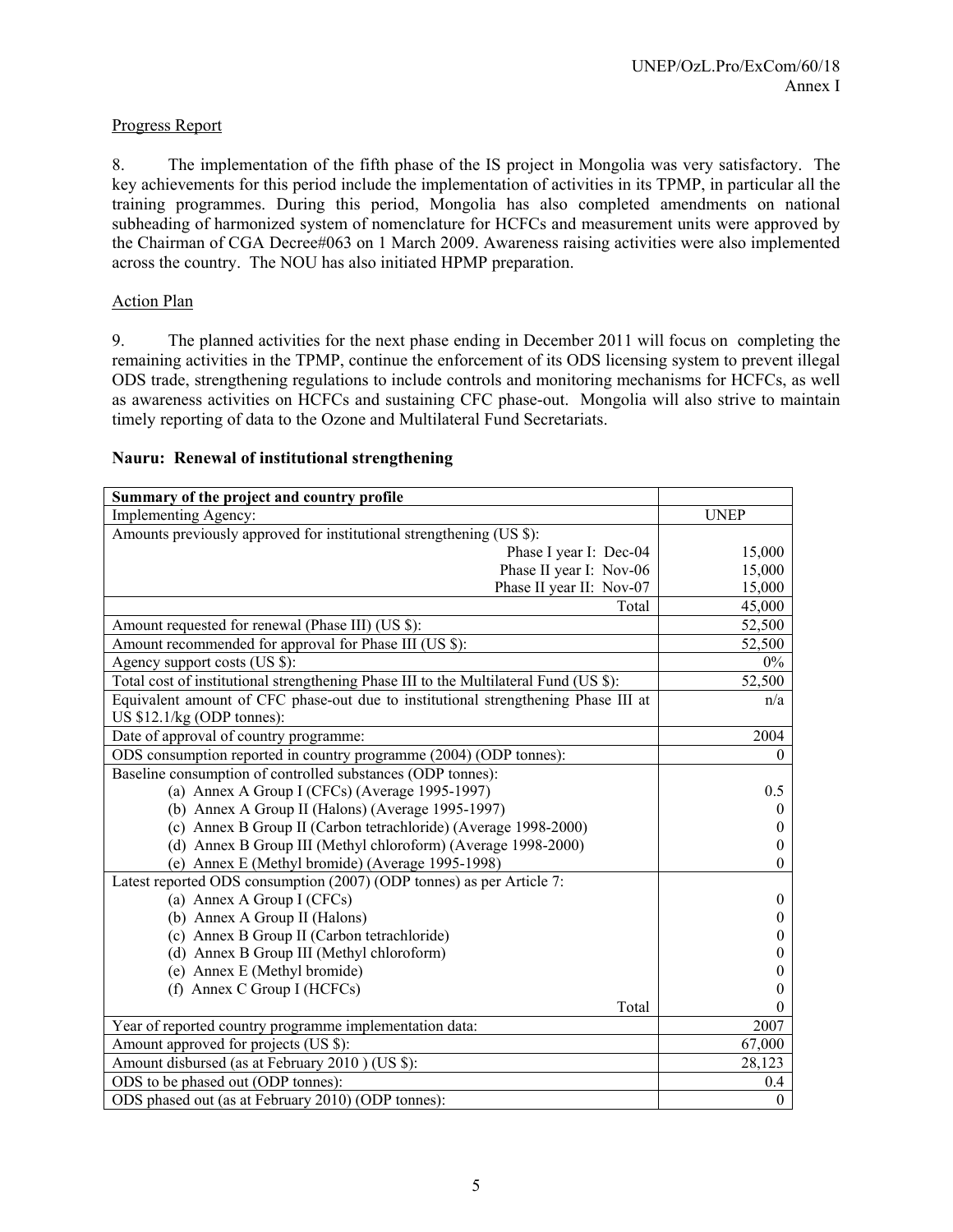Progress Report

8. The implementation of the fifth phase of the IS project in Mongolia was very satisfactory. The key achievements for this period include the implementation of activities in its TPMP, in particular all the training programmes. During this period, Mongolia has also completed amendments on national subheading of harmonized system of nomenclature for HCFCs and measurement units were approved by the Chairman of CGA Decree#063 on 1 March 2009. Awareness raising activities were also implemented across the country. The NOU has also initiated HPMP preparation.

Action Plan

9. The planned activities for the next phase ending in December 2011 will focus on completing the remaining activities in the TPMP, continue the enforcement of its ODS licensing system to prevent illegal ODS trade, strengthening regulations to include controls and monitoring mechanisms for HCFCs, as well as awareness activities on HCFCs and sustaining CFC phase-out. Mongolia will also strive to maintain timely reporting of data to the Ozone and Multilateral Fund Secretariats.

**Nauru: Renewal of institutional strengthening**

| **Summary of the project and country profile** | |
|---|---|
| Implementing Agency: | UNEP |
| Amounts previously approved for institutional strengthening (US $): | |
| Phase I year I: Dec-04 | 15,000 |
| Phase II year I: Nov-06 | 15,000 |
| Phase II year II: Nov-07 | 15,000 |
| Total | 45,000 |
| Amount requested for renewal (Phase III) (US $): | 52,500 |
| Amount recommended for approval for Phase III (US $): | 52,500 |
| Agency support costs (US $): | 0% |
| Total cost of institutional strengthening Phase III to the Multilateral Fund (US $): | 52,500 |
| Equivalent amount of CFC phase-out due to institutional strengthening Phase III at US $12.1/kg (ODP tonnes): | n/a |
| Date of approval of country programme: | 2004 |
| ODS consumption reported in country programme (2004) (ODP tonnes): | 0 |
| Baseline consumption of controlled substances (ODP tonnes): | |
| (a) Annex A Group I (CFCs) (Average 1995-1997) | 0.5 |
| (b) Annex A Group II (Halons) (Average 1995-1997) | 0 |
| (c) Annex B Group II (Carbon tetrachloride) (Average 1998-2000) | 0 |
| (d) Annex B Group III (Methyl chloroform) (Average 1998-2000) | 0 |
| (e) Annex E (Methyl bromide) (Average 1995-1998) | 0 |
| Latest reported ODS consumption (2007) (ODP tonnes) as per Article 7: | |
| (a) Annex A Group I (CFCs) | 0 |
| (b) Annex A Group II (Halons) | 0 |
| (c) Annex B Group II (Carbon tetrachloride) | 0 |
| (d) Annex B Group III (Methyl chloroform) | 0 |
| (e) Annex E (Methyl bromide) | 0 |
| (f) Annex C Group I (HCFCs) | 0 |
| Total | 0 |
| Year of reported country programme implementation data: | 2007 |
| Amount approved for projects (US $): | 67,000 |
| Amount disbursed (as at February 2010 ) (US $): | 28,123 |
| ODS to be phased out (ODP tonnes): | 0.4 |
| ODS phased out (as at February 2010) (ODP tonnes): | 0 |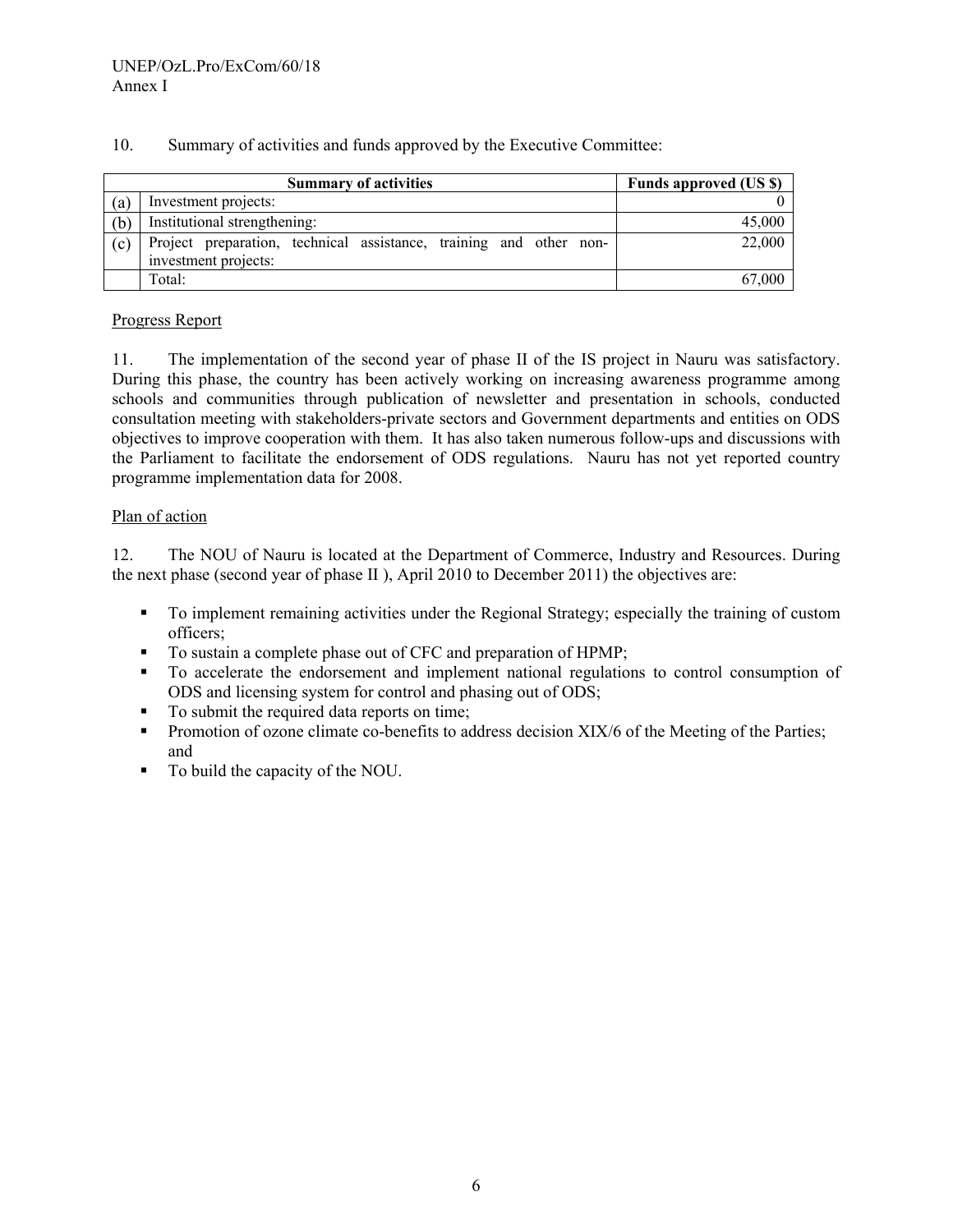10. Summary of activities and funds approved by the Executive Committee:

| | Summary of activities | Funds approved (US $) |
|---|---|---|
| (a) | Investment projects: | 0 |
| (b) | Institutional strengthening: | 45,000 |
| (c) | Project preparation, technical assistance, training and other non-investment projects: | 22,000 |
| | Total: | 67,000 |

Progress Report

11. The implementation of the second year of phase II of the IS project in Nauru was satisfactory. During this phase, the country has been actively working on increasing awareness programme among schools and communities through publication of newsletter and presentation in schools, conducted consultation meeting with stakeholders-private sectors and Government departments and entities on ODS objectives to improve cooperation with them. It has also taken numerous follow-ups and discussions with the Parliament to facilitate the endorsement of ODS regulations. Nauru has not yet reported country programme implementation data for 2008.

Plan of action

12. The NOU of Nauru is located at the Department of Commerce, Industry and Resources. During the next phase (second year of phase II ), April 2010 to December 2011) the objectives are:

- To implement remaining activities under the Regional Strategy; especially the training of custom officers;
- To sustain a complete phase out of CFC and preparation of HPMP;
- To accelerate the endorsement and implement national regulations to control consumption of ODS and licensing system for control and phasing out of ODS;
- To submit the required data reports on time;
- Promotion of ozone climate co-benefits to address decision XIX/6 of the Meeting of the Parties; and
- To build the capacity of the NOU.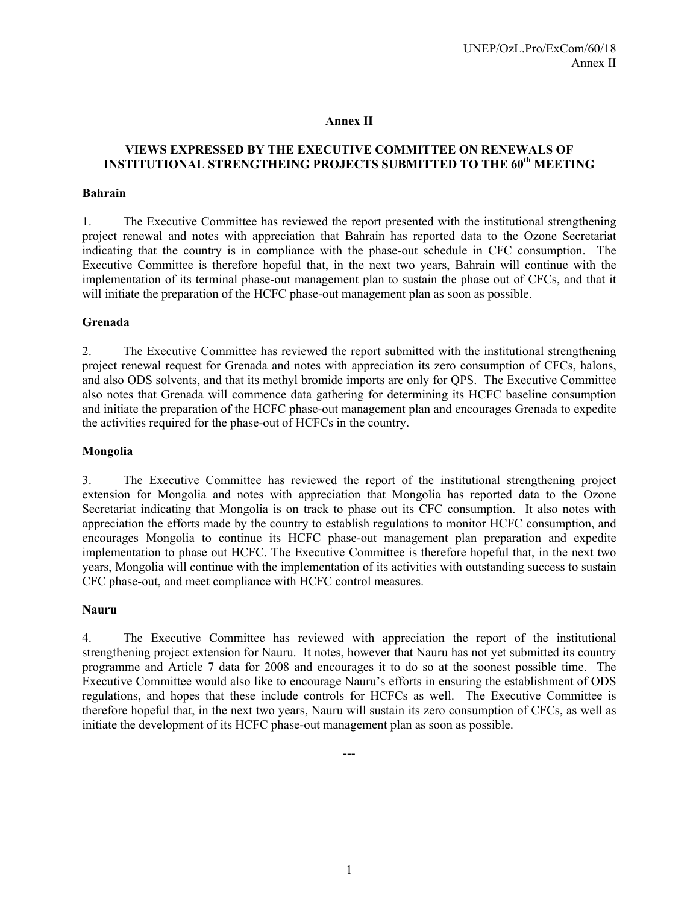# Annex II

## VIEWS EXPRESSED BY THE EXECUTIVE COMMITTEE ON RENEWALS OF INSTITUTIONAL STRENGTHEING PROJECTS SUBMITTED TO THE 60th MEETING

### Bahrain

1. The Executive Committee has reviewed the report presented with the institutional strengthening project renewal and notes with appreciation that Bahrain has reported data to the Ozone Secretariat indicating that the country is in compliance with the phase-out schedule in CFC consumption. The Executive Committee is therefore hopeful that, in the next two years, Bahrain will continue with the implementation of its terminal phase-out management plan to sustain the phase out of CFCs, and that it will initiate the preparation of the HCFC phase-out management plan as soon as possible.

### Grenada

2. The Executive Committee has reviewed the report submitted with the institutional strengthening project renewal request for Grenada and notes with appreciation its zero consumption of CFCs, halons, and also ODS solvents, and that its methyl bromide imports are only for QPS. The Executive Committee also notes that Grenada will commence data gathering for determining its HCFC baseline consumption and initiate the preparation of the HCFC phase-out management plan and encourages Grenada to expedite the activities required for the phase-out of HCFCs in the country.

### Mongolia

3. The Executive Committee has reviewed the report of the institutional strengthening project extension for Mongolia and notes with appreciation that Mongolia has reported data to the Ozone Secretariat indicating that Mongolia is on track to phase out its CFC consumption. It also notes with appreciation the efforts made by the country to establish regulations to monitor HCFC consumption, and encourages Mongolia to continue its HCFC phase-out management plan preparation and expedite implementation to phase out HCFC. The Executive Committee is therefore hopeful that, in the next two years, Mongolia will continue with the implementation of its activities with outstanding success to sustain CFC phase-out, and meet compliance with HCFC control measures.

### Nauru

4. The Executive Committee has reviewed with appreciation the report of the institutional strengthening project extension for Nauru. It notes, however that Nauru has not yet submitted its country programme and Article 7 data for 2008 and encourages it to do so at the soonest possible time. The Executive Committee would also like to encourage Nauru's efforts in ensuring the establishment of ODS regulations, and hopes that these include controls for HCFCs as well. The Executive Committee is therefore hopeful that, in the next two years, Nauru will sustain its zero consumption of CFCs, as well as initiate the development of its HCFC phase-out management plan as soon as possible.

---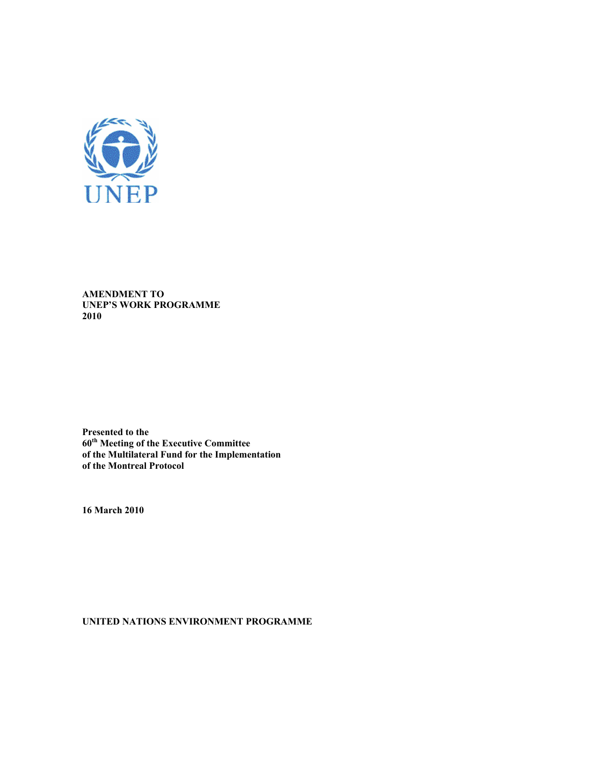**AMENDMENT TO**
**UNEP'S WORK PROGRAMME**
**2010**

**Presented to the**
**60th Meeting of the Executive Committee**
**of the Multilateral Fund for the Implementation**
**of the Montreal Protocol**

**16 March 2010**

**UNITED NATIONS ENVIRONMENT PROGRAMME**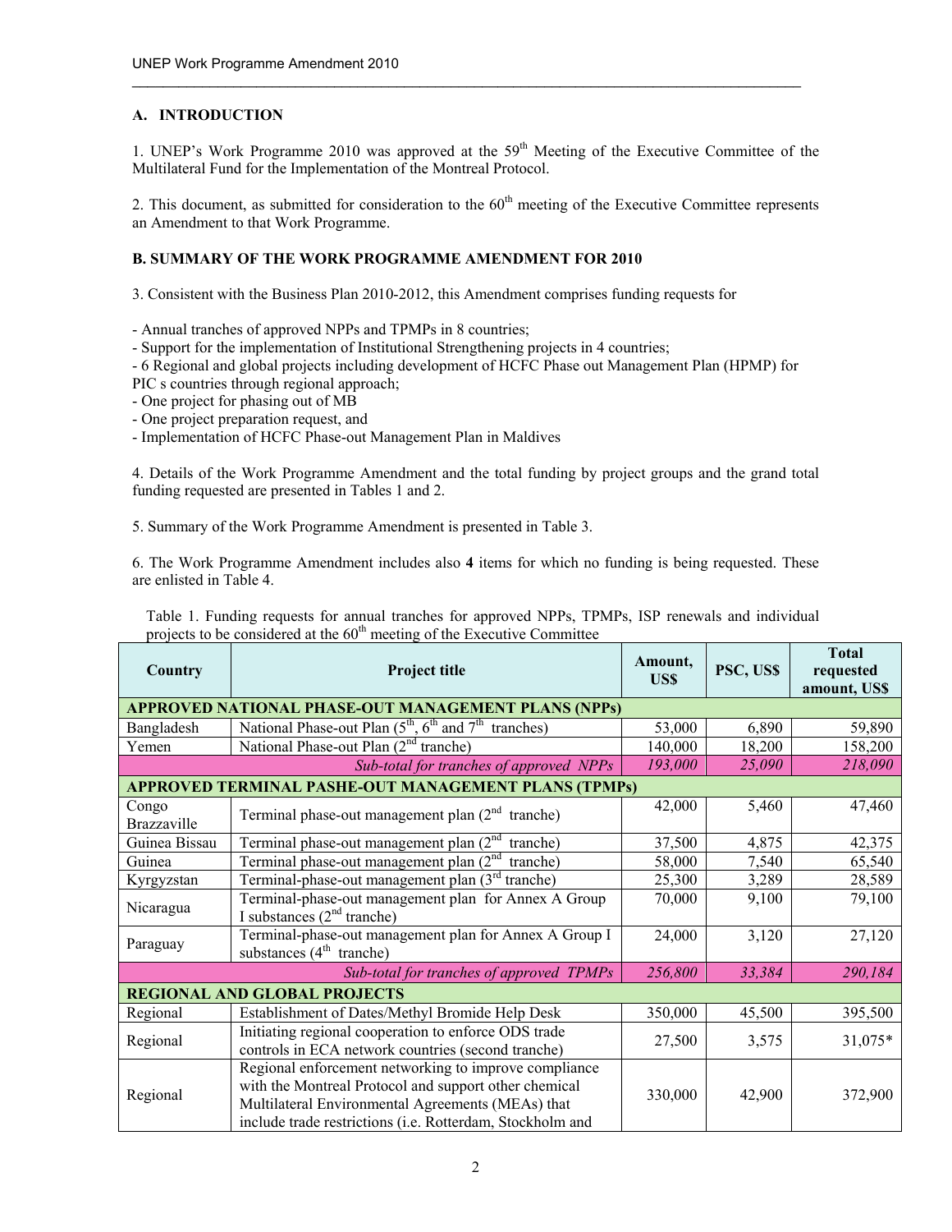## A. INTRODUCTION

1. UNEP's Work Programme 2010 was approved at the 59th Meeting of the Executive Committee of the Multilateral Fund for the Implementation of the Montreal Protocol.

2. This document, as submitted for consideration to the 60th meeting of the Executive Committee represents an Amendment to that Work Programme.

## B. SUMMARY OF THE WORK PROGRAMME AMENDMENT FOR 2010

3. Consistent with the Business Plan 2010-2012, this Amendment comprises funding requests for

- Annual tranches of approved NPPs and TPMPs in 8 countries;
- Support for the implementation of Institutional Strengthening projects in 4 countries;
- 6 Regional and global projects including development of HCFC Phase out Management Plan (HPMP) for PIC s countries through regional approach;
- One project for phasing out of MB
- One project preparation request, and
- Implementation of HCFC Phase-out Management Plan in Maldives

4. Details of the Work Programme Amendment and the total funding by project groups and the grand total funding requested are presented in Tables 1 and 2.

5. Summary of the Work Programme Amendment is presented in Table 3.

6. The Work Programme Amendment includes also **4** items for which no funding is being requested. These are enlisted in Table 4.

Table 1. Funding requests for annual tranches for approved NPPs, TPMPs, ISP renewals and individual projects to be considered at the 60th meeting of the Executive Committee

| Country | Project title | Amount, US$ | PSC, US$ | Total requested amount, US$ |
|---|---|---|---|---|
| **APPROVED NATIONAL PHASE-OUT MANAGEMENT PLANS (NPPs)** | | | | |
| Bangladesh | National Phase-out Plan (5th, 6th and 7th tranches) | 53,000 | 6,890 | 59,890 |
| Yemen | National Phase-out Plan (2nd tranche) | 140,000 | 18,200 | 158,200 |
| | *Sub-total for tranches of approved NPPs* | *193,000* | *25,090* | *218,090* |
| **APPROVED TERMINAL PASHE-OUT MANAGEMENT PLANS (TPMPs)** | | | | |
| Congo Brazzaville | Terminal phase-out management plan (2nd tranche) | 42,000 | 5,460 | 47,460 |
| Guinea Bissau | Terminal phase-out management plan (2nd tranche) | 37,500 | 4,875 | 42,375 |
| Guinea | Terminal phase-out management plan (2nd tranche) | 58,000 | 7,540 | 65,540 |
| Kyrgyzstan | Terminal-phase-out management plan (3rd tranche) | 25,300 | 3,289 | 28,589 |
| Nicaragua | Terminal-phase-out management plan for Annex A Group I substances (2nd tranche) | 70,000 | 9,100 | 79,100 |
| Paraguay | Terminal-phase-out management plan for Annex A Group I substances (4th tranche) | 24,000 | 3,120 | 27,120 |
| | *Sub-total for tranches of approved TPMPs* | *256,800* | *33,384* | *290,184* |
| **REGIONAL AND GLOBAL PROJECTS** | | | | |
| Regional | Establishment of Dates/Methyl Bromide Help Desk | 350,000 | 45,500 | 395,500 |
| Regional | Initiating regional cooperation to enforce ODS trade controls in ECA network countries (second tranche) | 27,500 | 3,575 | 31,075* |
| Regional | Regional enforcement networking to improve compliance with the Montreal Protocol and support other chemical Multilateral Environmental Agreements (MEAs) that include trade restrictions (i.e. Rotterdam, Stockholm and | 330,000 | 42,900 | 372,900 |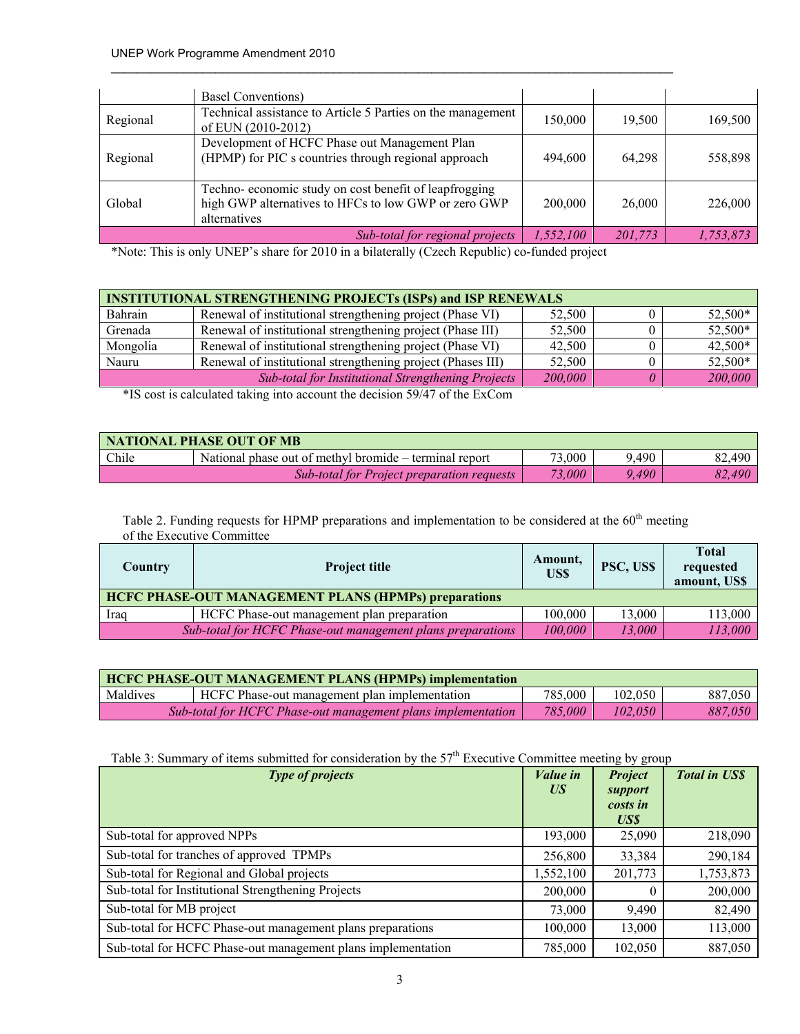| | | | | |
|---|---|---|---|---|
| | Basel Conventions) | | | |
| Regional | Technical assistance to Article 5 Parties on the management of EUN (2010-2012) | 150,000 | 19,500 | 169,500 |
| Regional | Development of HCFC Phase out Management Plan (HPMP) for PIC s countries through regional approach | 494,600 | 64,298 | 558,898 |
| Global | Techno- economic study on cost benefit of leapfrogging high GWP alternatives to HFCs to low GWP or zero GWP alternatives | 200,000 | 26,000 | 226,000 |
| | *Sub-total for regional projects* | *1,552,100* | *201,773* | *1,753,873* |

*Note: This is only UNEP's share for 2010 in a bilaterally (Czech Republic) co-funded project

| **INSTITUTIONAL STRENGTHENING PROJECTs (ISPs) and ISP RENEWALS** | | | | |
|---|---|---|---|---|
| Bahrain | Renewal of institutional strengthening project (Phase VI) | 52,500 | 0 | 52,500* |
| Grenada | Renewal of institutional strengthening project (Phase III) | 52,500 | 0 | 52,500* |
| Mongolia | Renewal of institutional strengthening project (Phase VI) | 42,500 | 0 | 42,500* |
| Nauru | Renewal of institutional strengthening project (Phases III) | 52,500 | 0 | 52,500* |
| | *Sub-total for Institutional Strengthening Projects* | *200,000* | *0* | *200,000* |

*IS cost is calculated taking into account the decision 59/47 of the ExCom

| **NATIONAL PHASE OUT OF MB** | | | | |
|---|---|---|---|---|
| Chile | National phase out of methyl bromide – terminal report | 73,000 | 9,490 | 82,490 |
| | *Sub-total for Project preparation requests* | *73,000* | *9,490* | *82,490* |

Table 2. Funding requests for HPMP preparations and implementation to be considered at the 60th meeting of the Executive Committee

| Country | Project title | Amount, US$ | PSC, US$ | Total requested amount, US$ |
|---|---|---|---|---|
| **HCFC PHASE-OUT MANAGEMENT PLANS (HPMPs) preparations** | | | | |
| Iraq | HCFC Phase-out management plan preparation | 100,000 | 13,000 | 113,000 |
| | *Sub-total for HCFC Phase-out management plans preparations* | *100,000* | *13,000* | *113,000* |

| **HCFC PHASE-OUT MANAGEMENT PLANS (HPMPs) implementation** | | | | |
|---|---|---|---|---|
| Maldives | HCFC Phase-out management plan implementation | 785,000 | 102,050 | 887,050 |
| | *Sub-total for HCFC Phase-out management plans implementation* | *785,000* | *102,050* | *887,050* |

Table 3: Summary of items submitted for consideration by the 57th Executive Committee meeting by group

| *Type of projects* | *Value in US* | *Project support costs in US$* | *Total in US$* |
|---|---|---|---|
| Sub-total for approved NPPs | 193,000 | 25,090 | 218,090 |
| Sub-total for tranches of approved TPMPs | 256,800 | 33,384 | 290,184 |
| Sub-total for Regional and Global projects | 1,552,100 | 201,773 | 1,753,873 |
| Sub-total for Institutional Strengthening Projects | 200,000 | 0 | 200,000 |
| Sub-total for MB project | 73,000 | 9,490 | 82,490 |
| Sub-total for HCFC Phase-out management plans preparations | 100,000 | 13,000 | 113,000 |
| Sub-total for HCFC Phase-out management plans implementation | 785,000 | 102,050 | 887,050 |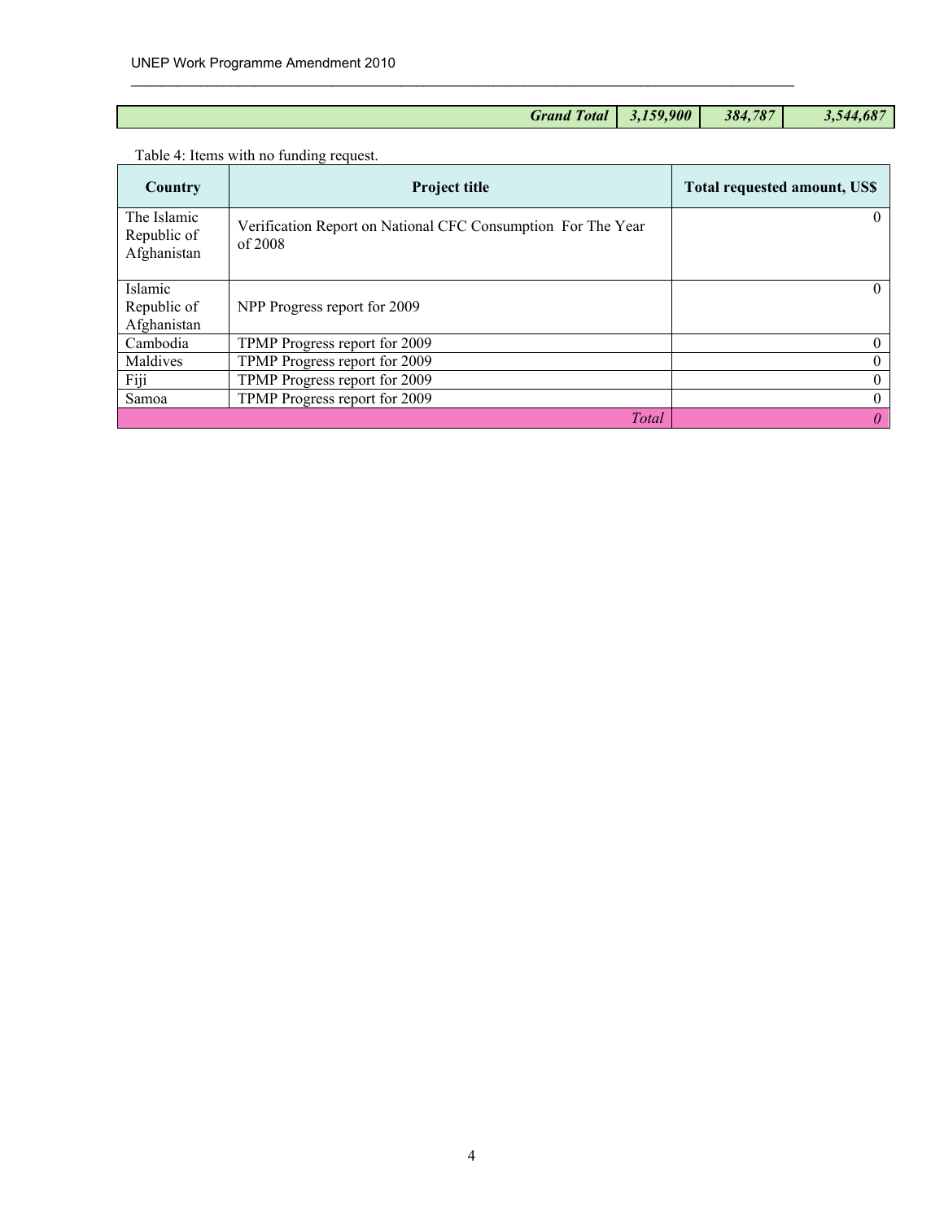| | | | | |
|---|---|---|---|---|
| | ***Grand Total*** | ***3,159,900*** | ***384,787*** | ***3,544,687*** |

Table 4: Items with no funding request.

| Country | Project title | Total requested amount, US$ |
|---|---|---|
| The Islamic Republic of Afghanistan | Verification Report on National CFC Consumption For The Year of 2008 | 0 |
| Islamic Republic of Afghanistan | NPP Progress report for 2009 | 0 |
| Cambodia | TPMP Progress report for 2009 | 0 |
| Maldives | TPMP Progress report for 2009 | 0 |
| Fiji | TPMP Progress report for 2009 | 0 |
| Samoa | TPMP Progress report for 2009 | 0 |
| | *Total* | *0* |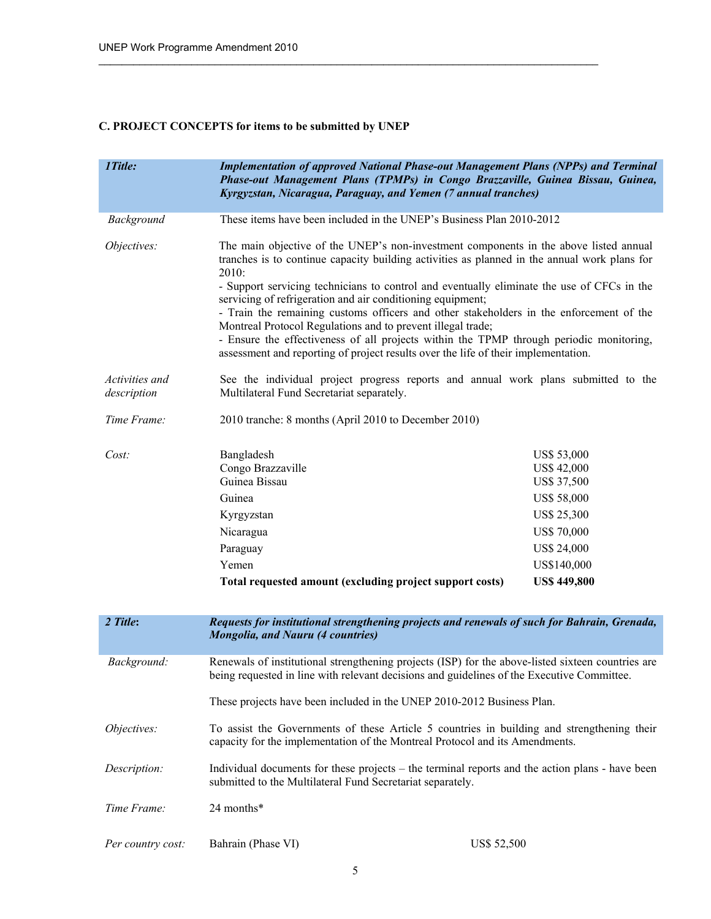## C. PROJECT CONCEPTS for items to be submitted by UNEP

| *1Title:* | ***Implementation of approved National Phase-out Management Plans (NPPs) and Terminal Phase-out Management Plans (TPMPs) in Congo Brazzaville, Guinea Bissau, Guinea, Kyrgyzstan, Nicaragua, Paraguay, and Yemen (7 annual tranches)*** |
|---|---|
| *Background* | These items have been included in the UNEP's Business Plan 2010-2012 |
| *Objectives:* | The main objective of the UNEP's non-investment components in the above listed annual tranches is to continue capacity building activities as planned in the annual work plans for 2010:<br>- Support servicing technicians to control and eventually eliminate the use of CFCs in the servicing of refrigeration and air conditioning equipment;<br>- Train the remaining customs officers and other stakeholders in the enforcement of the Montreal Protocol Regulations and to prevent illegal trade;<br>- Ensure the effectiveness of all projects within the TPMP through periodic monitoring, assessment and reporting of project results over the life of their implementation. |
| *Activities and description* | See the individual project progress reports and annual work plans submitted to the Multilateral Fund Secretariat separately. |
| *Time Frame:* | 2010 tranche: 8 months (April 2010 to December 2010) |

*Cost:*

| Country | Cost |
|---|---|
| Bangladesh | US$ 53,000 |
| Congo Brazzaville | US$ 42,000 |
| Guinea Bissau | US$ 37,500 |
| Guinea | US$ 58,000 |
| Kyrgyzstan | US$ 25,300 |
| Nicaragua | US$ 70,000 |
| Paraguay | US$ 24,000 |
| Yemen | US$140,000 |
| **Total requested amount (excluding project support costs)** | **US$ 449,800** |

| *2 Title:* | ***Requests for institutional strengthening projects and renewals of such for Bahrain, Grenada, Mongolia, and Nauru (4 countries)*** |
|---|---|
| *Background:* | Renewals of institutional strengthening projects (ISP) for the above-listed sixteen countries are being requested in line with relevant decisions and guidelines of the Executive Committee.<br><br>These projects have been included in the UNEP 2010-2012 Business Plan. |
| *Objectives:* | To assist the Governments of these Article 5 countries in building and strengthening their capacity for the implementation of the Montreal Protocol and its Amendments. |
| *Description:* | Individual documents for these projects – the terminal reports and the action plans - have been submitted to the Multilateral Fund Secretariat separately. |
| *Time Frame:* | 24 months* |

*Per country cost:*

| Country | Cost |
|---|---|
| Bahrain (Phase VI) | US$ 52,500 |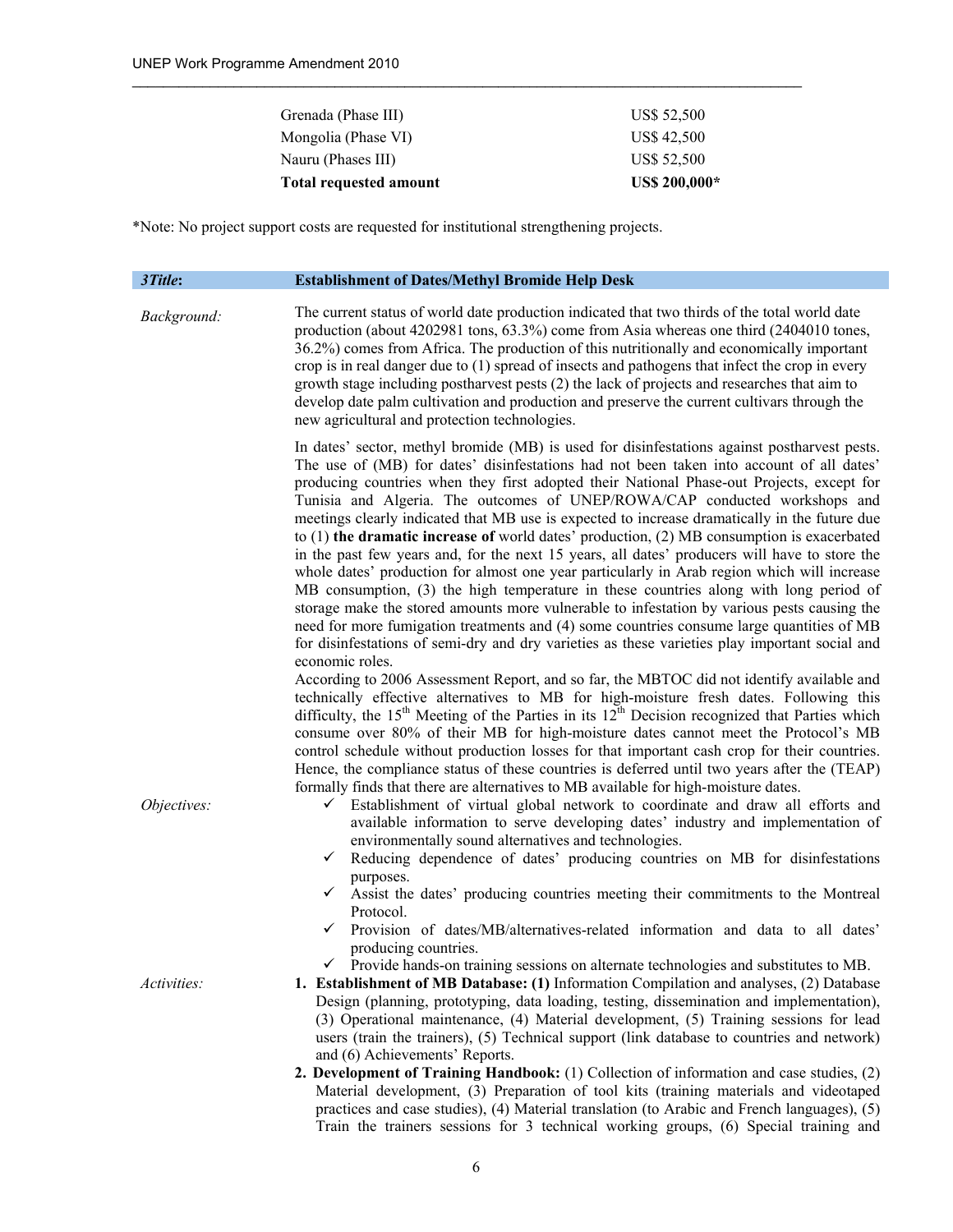| | |
|---|---|
| Grenada (Phase III) | US$ 52,500 |
| Mongolia (Phase VI) | US$ 42,500 |
| Nauru (Phases III) | US$ 52,500 |
| **Total requested amount** | **US$ 200,000*** |

*Note: No project support costs are requested for institutional strengthening projects.

| *3Title*: | **Establishment of Dates/Methyl Bromide Help Desk** |
|---|---|

*Background:*

The current status of world date production indicated that two thirds of the total world date production (about 4202981 tons, 63.3%) come from Asia whereas one third (2404010 tones, 36.2%) comes from Africa. The production of this nutritionally and economically important crop is in real danger due to (1) spread of insects and pathogens that infect the crop in every growth stage including postharvest pests (2) the lack of projects and researches that aim to develop date palm cultivation and production and preserve the current cultivars through the new agricultural and protection technologies.

In dates' sector, methyl bromide (MB) is used for disinfestations against postharvest pests. The use of (MB) for dates' disinfestations had not been taken into account of all dates' producing countries when they first adopted their National Phase-out Projects, except for Tunisia and Algeria. The outcomes of UNEP/ROWA/CAP conducted workshops and meetings clearly indicated that MB use is expected to increase dramatically in the future due to (1) **the dramatic increase of** world dates' production, (2) MB consumption is exacerbated in the past few years and, for the next 15 years, all dates' producers will have to store the whole dates' production for almost one year particularly in Arab region which will increase MB consumption, (3) the high temperature in these countries along with long period of storage make the stored amounts more vulnerable to infestation by various pests causing the need for more fumigation treatments and (4) some countries consume large quantities of MB for disinfestations of semi-dry and dry varieties as these varieties play important social and economic roles.

According to 2006 Assessment Report, and so far, the MBTOC did not identify available and technically effective alternatives to MB for high-moisture fresh dates. Following this difficulty, the 15th Meeting of the Parties in its 12th Decision recognized that Parties which consume over 80% of their MB for high-moisture dates cannot meet the Protocol's MB control schedule without production losses for that important cash crop for their countries. Hence, the compliance status of these countries is deferred until two years after the (TEAP) formally finds that there are alternatives to MB available for high-moisture dates.

*Objectives:*

- ✓ Establishment of virtual global network to coordinate and draw all efforts and available information to serve developing dates' industry and implementation of environmentally sound alternatives and technologies.
- ✓ Reducing dependence of dates' producing countries on MB for disinfestations purposes.
- ✓ Assist the dates' producing countries meeting their commitments to the Montreal Protocol.
- ✓ Provision of dates/MB/alternatives-related information and data to all dates' producing countries.
- ✓ Provide hands-on training sessions on alternate technologies and substitutes to MB.

*Activities:*

1. **Establishment of MB Database: (1)** Information Compilation and analyses, (2) Database Design (planning, prototyping, data loading, testing, dissemination and implementation), (3) Operational maintenance, (4) Material development, (5) Training sessions for lead users (train the trainers), (5) Technical support (link database to countries and network) and (6) Achievements' Reports.
2. **Development of Training Handbook:** (1) Collection of information and case studies, (2) Material development, (3) Preparation of tool kits (training materials and videotaped practices and case studies), (4) Material translation (to Arabic and French languages), (5) Train the trainers sessions for 3 technical working groups, (6) Special training and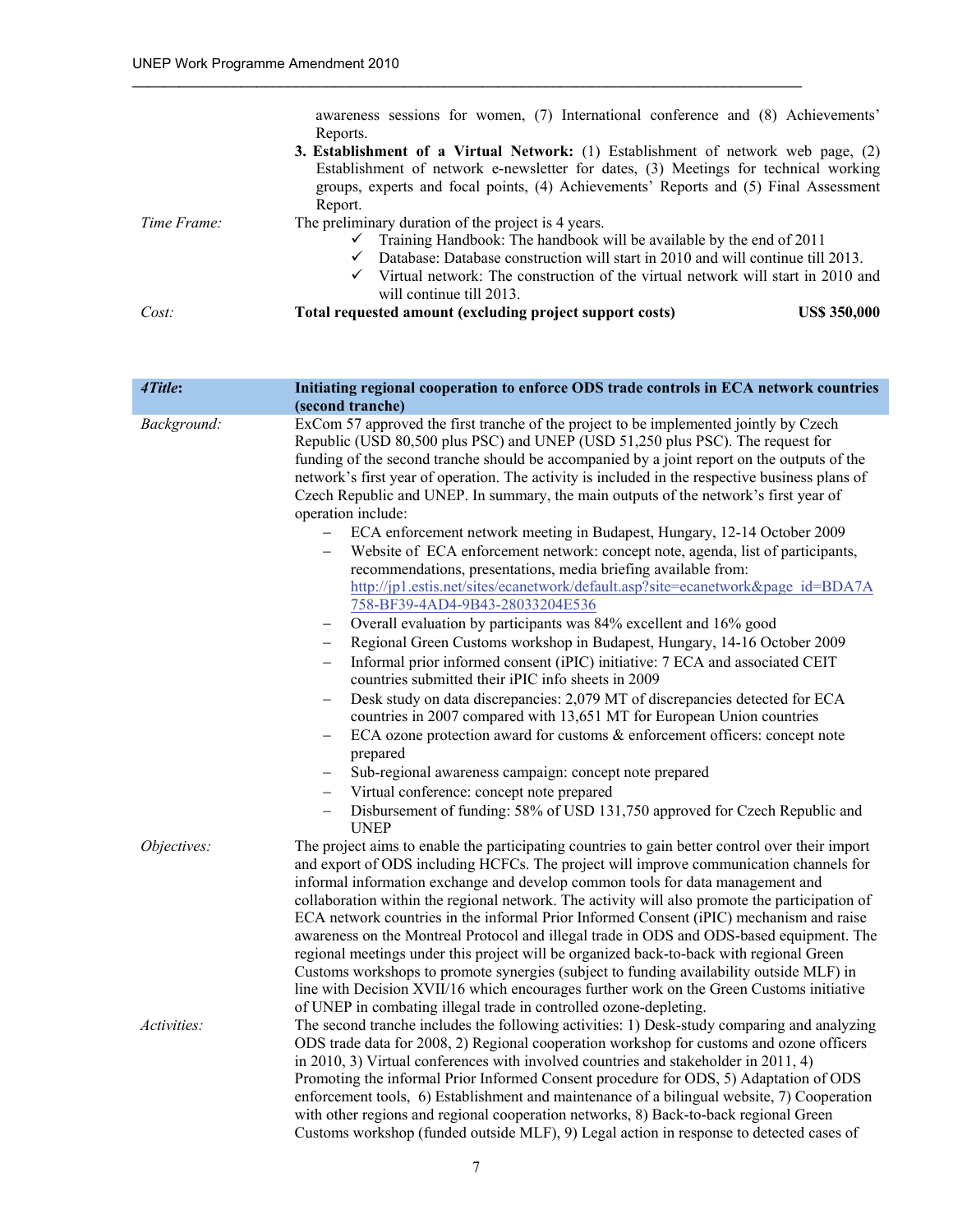| | |
|---|---|
| | awareness sessions for women, (7) International conference and (8) Achievements' Reports.<br>**3. Establishment of a Virtual Network:** (1) Establishment of network web page, (2) Establishment of network e-newsletter for dates, (3) Meetings for technical working groups, experts and focal points, (4) Achievements' Reports and (5) Final Assessment Report. |
| *Time Frame:* | The preliminary duration of the project is 4 years.<br>✓ Training Handbook: The handbook will be available by the end of 2011<br>✓ Database: Database construction will start in 2010 and will continue till 2013.<br>✓ Virtual network: The construction of the virtual network will start in 2010 and will continue till 2013. |
| *Cost:* | **Total requested amount (excluding project support costs) US$ 350,000** |

| *4Title*: | **Initiating regional cooperation to enforce ODS trade controls in ECA network countries (second tranche)** |
|---|---|
| *Background:* | ExCom 57 approved the first tranche of the project to be implemented jointly by Czech Republic (USD 80,500 plus PSC) and UNEP (USD 51,250 plus PSC). The request for funding of the second tranche should be accompanied by a joint report on the outputs of the network's first year of operation. The activity is included in the respective business plans of Czech Republic and UNEP. In summary, the main outputs of the network's first year of operation include:<br>– ECA enforcement network meeting in Budapest, Hungary, 12-14 October 2009<br>– Website of ECA enforcement network: concept note, agenda, list of participants, recommendations, presentations, media briefing available from: http://jp1.estis.net/sites/ecanetwork/default.asp?site=ecanetwork&page_id=BDA7A758-BF39-4AD4-9B43-28033204E536<br>– Overall evaluation by participants was 84% excellent and 16% good<br>– Regional Green Customs workshop in Budapest, Hungary, 14-16 October 2009<br>– Informal prior informed consent (iPIC) initiative: 7 ECA and associated CEIT countries submitted their iPIC info sheets in 2009<br>– Desk study on data discrepancies: 2,079 MT of discrepancies detected for ECA countries in 2007 compared with 13,651 MT for European Union countries<br>– ECA ozone protection award for customs & enforcement officers: concept note prepared<br>– Sub-regional awareness campaign: concept note prepared<br>– Virtual conference: concept note prepared<br>– Disbursement of funding: 58% of USD 131,750 approved for Czech Republic and UNEP |
| *Objectives:* | The project aims to enable the participating countries to gain better control over their import and export of ODS including HCFCs. The project will improve communication channels for informal information exchange and develop common tools for data management and collaboration within the regional network. The activity will also promote the participation of ECA network countries in the informal Prior Informed Consent (iPIC) mechanism and raise awareness on the Montreal Protocol and illegal trade in ODS and ODS-based equipment. The regional meetings under this project will be organized back-to-back with regional Green Customs workshops to promote synergies (subject to funding availability outside MLF) in line with Decision XVII/16 which encourages further work on the Green Customs initiative of UNEP in combating illegal trade in controlled ozone-depleting. |
| *Activities:* | The second tranche includes the following activities: 1) Desk-study comparing and analyzing ODS trade data for 2008, 2) Regional cooperation workshop for customs and ozone officers in 2010, 3) Virtual conferences with involved countries and stakeholder in 2011, 4) Promoting the informal Prior Informed Consent procedure for ODS, 5) Adaptation of ODS enforcement tools, 6) Establishment and maintenance of a bilingual website, 7) Cooperation with other regions and regional cooperation networks, 8) Back-to-back regional Green Customs workshop (funded outside MLF), 9) Legal action in response to detected cases of |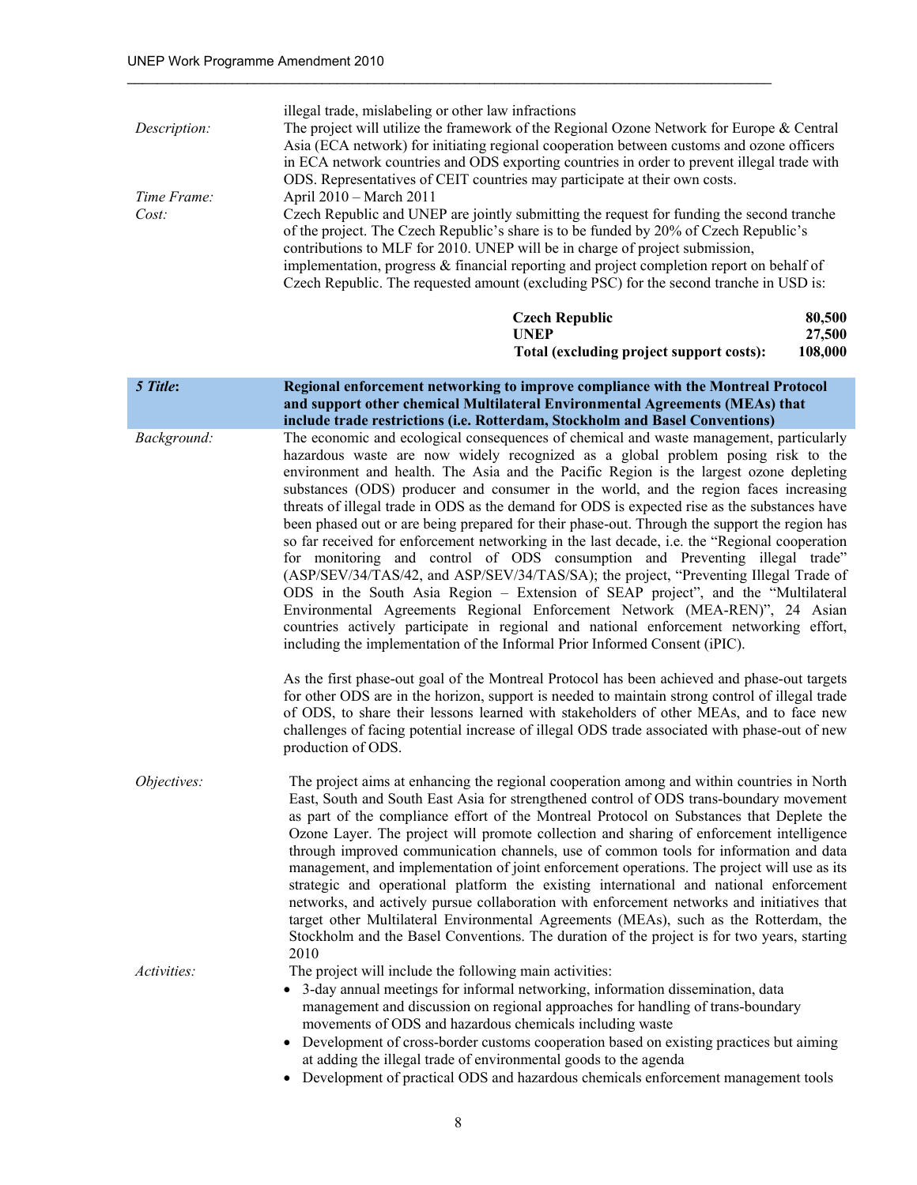| | |
|---|---|
| | illegal trade, mislabeling or other law infractions |
| *Description:* | The project will utilize the framework of the Regional Ozone Network for Europe & Central Asia (ECA network) for initiating regional cooperation between customs and ozone officers in ECA network countries and ODS exporting countries in order to prevent illegal trade with ODS. Representatives of CEIT countries may participate at their own costs. |
| *Time Frame:* | April 2010 – March 2011 |
| *Cost:* | Czech Republic and UNEP are jointly submitting the request for funding the second tranche of the project. The Czech Republic's share is to be funded by 20% of Czech Republic's contributions to MLF for 2010. UNEP will be in charge of project submission, implementation, progress & financial reporting and project completion report on behalf of Czech Republic. The requested amount (excluding PSC) for the second tranche in USD is: |

| | |
|---|---:|
| **Czech Republic** | **80,500** |
| **UNEP** | **27,500** |
| **Total (excluding project support costs):** | **108,000** |

| | |
|---|---|
| ***5 Title*:** | **Regional enforcement networking to improve compliance with the Montreal Protocol and support other chemical Multilateral Environmental Agreements (MEAs) that include trade restrictions (i.e. Rotterdam, Stockholm and Basel Conventions)** |
| *Background:* | The economic and ecological consequences of chemical and waste management, particularly hazardous waste are now widely recognized as a global problem posing risk to the environment and health. The Asia and the Pacific Region is the largest ozone depleting substances (ODS) producer and consumer in the world, and the region faces increasing threats of illegal trade in ODS as the demand for ODS is expected rise as the substances have been phased out or are being prepared for their phase-out. Through the support the region has so far received for enforcement networking in the last decade, i.e. the "Regional cooperation for monitoring and control of ODS consumption and Preventing illegal trade" (ASP/SEV/34/TAS/42, and ASP/SEV/34/TAS/SA); the project, "Preventing Illegal Trade of ODS in the South Asia Region – Extension of SEAP project", and the "Multilateral Environmental Agreements Regional Enforcement Network (MEA-REN)", 24 Asian countries actively participate in regional and national enforcement networking effort, including the implementation of the Informal Prior Informed Consent (iPIC). |
| | As the first phase-out goal of the Montreal Protocol has been achieved and phase-out targets for other ODS are in the horizon, support is needed to maintain strong control of illegal trade of ODS, to share their lessons learned with stakeholders of other MEAs, and to face new challenges of facing potential increase of illegal ODS trade associated with phase-out of new production of ODS. |
| *Objectives:* | The project aims at enhancing the regional cooperation among and within countries in North East, South and South East Asia for strengthened control of ODS trans-boundary movement as part of the compliance effort of the Montreal Protocol on Substances that Deplete the Ozone Layer. The project will promote collection and sharing of enforcement intelligence through improved communication channels, use of common tools for information and data management, and implementation of joint enforcement operations. The project will use as its strategic and operational platform the existing international and national enforcement networks, and actively pursue collaboration with enforcement networks and initiatives that target other Multilateral Environmental Agreements (MEAs), such as the Rotterdam, the Stockholm and the Basel Conventions. The duration of the project is for two years, starting 2010 |
| *Activities:* | The project will include the following main activities:<br>• 3-day annual meetings for informal networking, information dissemination, data management and discussion on regional approaches for handling of trans-boundary movements of ODS and hazardous chemicals including waste<br>• Development of cross-border customs cooperation based on existing practices but aiming at adding the illegal trade of environmental goods to the agenda<br>• Development of practical ODS and hazardous chemicals enforcement management tools |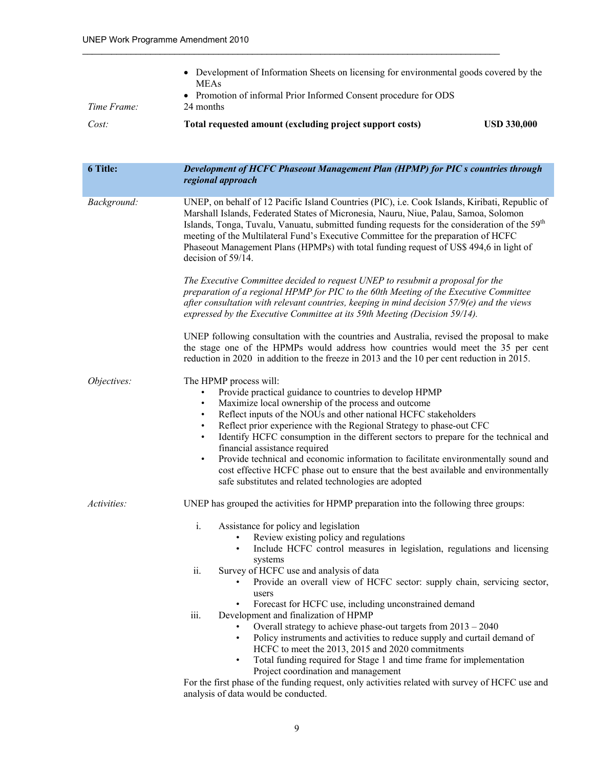- Development of Information Sheets on licensing for environmental goods covered by the MEAs
- Promotion of informal Prior Informed Consent procedure for ODS

*Time Frame:* 24 months

*Cost:* **Total requested amount (excluding project support costs)** **USD 330,000**

| **6 Title:** | ***Development of HCFC Phaseout Management Plan (HPMP) for PIC s countries through regional approach*** |
|---|---|

*Background:*

UNEP, on behalf of 12 Pacific Island Countries (PIC), i.e. Cook Islands, Kiribati, Republic of Marshall Islands, Federated States of Micronesia, Nauru, Niue, Palau, Samoa, Solomon Islands, Tonga, Tuvalu, Vanuatu, submitted funding requests for the consideration of the 59th meeting of the Multilateral Fund's Executive Committee for the preparation of HCFC Phaseout Management Plans (HPMPs) with total funding request of US$ 494,6 in light of decision of 59/14.

*The Executive Committee decided to request UNEP to resubmit a proposal for the preparation of a regional HPMP for PIC to the 60th Meeting of the Executive Committee after consultation with relevant countries, keeping in mind decision 57/9(e) and the views expressed by the Executive Committee at its 59th Meeting (Decision 59/14).*

UNEP following consultation with the countries and Australia, revised the proposal to make the stage one of the HPMPs would address how countries would meet the 35 per cent reduction in 2020 in addition to the freeze in 2013 and the 10 per cent reduction in 2015.

*Objectives:*

The HPMP process will:

- Provide practical guidance to countries to develop HPMP
- Maximize local ownership of the process and outcome
- Reflect inputs of the NOUs and other national HCFC stakeholders
- Reflect prior experience with the Regional Strategy to phase-out CFC
- Identify HCFC consumption in the different sectors to prepare for the technical and financial assistance required
- Provide technical and economic information to facilitate environmentally sound and cost effective HCFC phase out to ensure that the best available and environmentally safe substitutes and related technologies are adopted

*Activities:*

UNEP has grouped the activities for HPMP preparation into the following three groups:

i. Assistance for policy and legislation
   - Review existing policy and regulations
   - Include HCFC control measures in legislation, regulations and licensing systems

ii. Survey of HCFC use and analysis of data
   - Provide an overall view of HCFC sector: supply chain, servicing sector, users
   - Forecast for HCFC use, including unconstrained demand

iii. Development and finalization of HPMP
   - Overall strategy to achieve phase-out targets from 2013 – 2040
   - Policy instruments and activities to reduce supply and curtail demand of HCFC to meet the 2013, 2015 and 2020 commitments
   - Total funding required for Stage 1 and time frame for implementation Project coordination and management

For the first phase of the funding request, only activities related with survey of HCFC use and analysis of data would be conducted.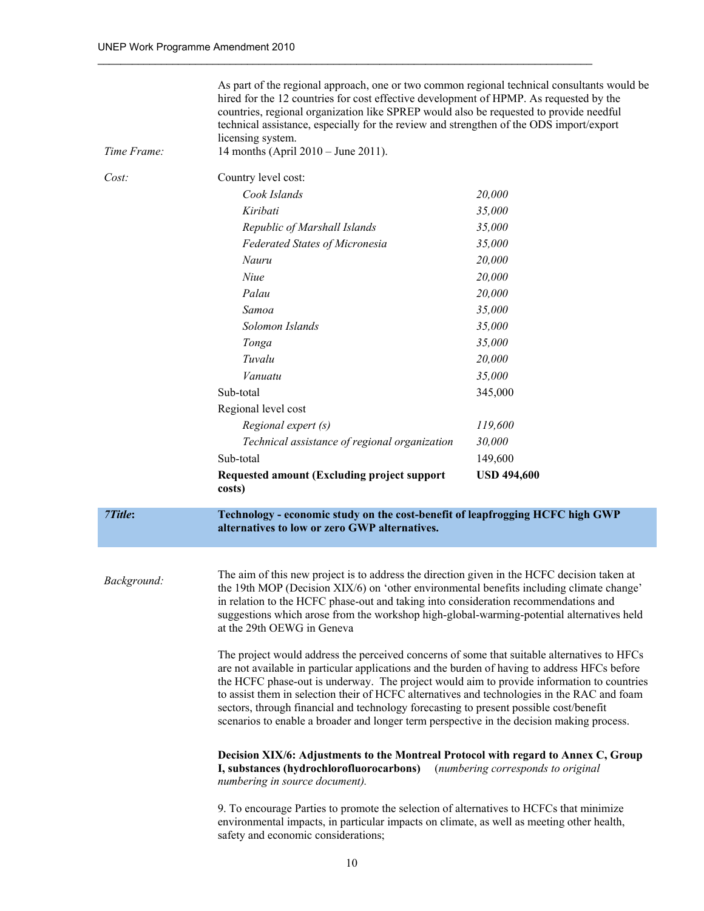As part of the regional approach, one or two common regional technical consultants would be hired for the 12 countries for cost effective development of HPMP. As requested by the countries, regional organization like SPREP would also be requested to provide needful technical assistance, especially for the review and strengthen of the ODS import/export licensing system.

*Time Frame:* 14 months (April 2010 – June 2011).

*Cost:*

| | |
|---|---|
| Country level cost: | |
| *Cook Islands* | *20,000* |
| *Kiribati* | *35,000* |
| *Republic of Marshall Islands* | *35,000* |
| *Federated States of Micronesia* | *35,000* |
| *Nauru* | *20,000* |
| *Niue* | *20,000* |
| *Palau* | *20,000* |
| *Samoa* | *35,000* |
| *Solomon Islands* | *35,000* |
| *Tonga* | *35,000* |
| *Tuvalu* | *20,000* |
| *Vanuatu* | *35,000* |
| Sub-total | 345,000 |
| Regional level cost | |
| *Regional expert (s)* | *119,600* |
| *Technical assistance of regional organization* | *30,000* |
| Sub-total | 149,600 |
| **Requested amount (Excluding project support costs)** | **USD 494,600** |

**7*Title*: Technology - economic study on the cost-benefit of leapfrogging HCFC high GWP alternatives to low or zero GWP alternatives.**

*Background:*

The aim of this new project is to address the direction given in the HCFC decision taken at the 19th MOP (Decision XIX/6) on 'other environmental benefits including climate change' in relation to the HCFC phase-out and taking into consideration recommendations and suggestions which arose from the workshop high-global-warming-potential alternatives held at the 29th OEWG in Geneva

The project would address the perceived concerns of some that suitable alternatives to HFCs are not available in particular applications and the burden of having to address HFCs before the HCFC phase-out is underway. The project would aim to provide information to countries to assist them in selection their of HCFC alternatives and technologies in the RAC and foam sectors, through financial and technology forecasting to present possible cost/benefit scenarios to enable a broader and longer term perspective in the decision making process.

**Decision XIX/6: Adjustments to the Montreal Protocol with regard to Annex C, Group I, substances (hydrochlorofluorocarbons)** (*numbering corresponds to original numbering in source document).*

9. To encourage Parties to promote the selection of alternatives to HCFCs that minimize environmental impacts, in particular impacts on climate, as well as meeting other health, safety and economic considerations;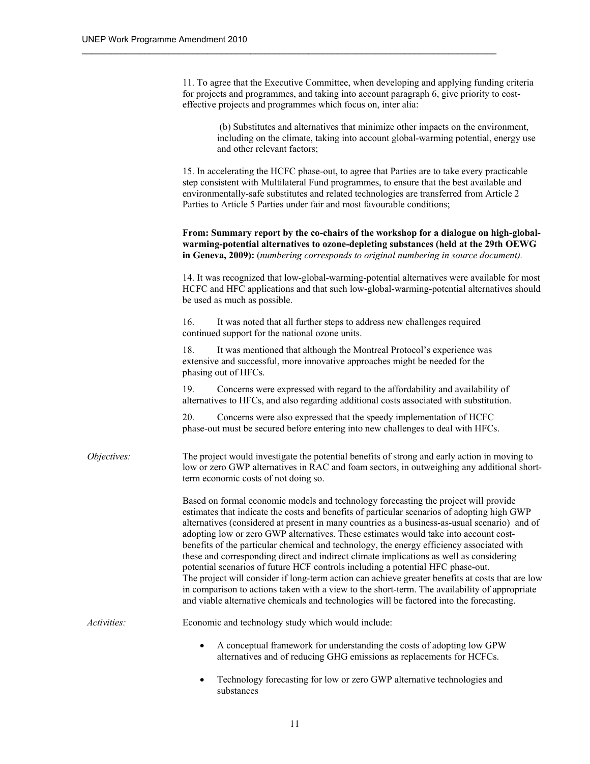11. To agree that the Executive Committee, when developing and applying funding criteria for projects and programmes, and taking into account paragraph 6, give priority to cost-effective projects and programmes which focus on, inter alia:

> (b) Substitutes and alternatives that minimize other impacts on the environment, including on the climate, taking into account global-warming potential, energy use and other relevant factors;

15. In accelerating the HCFC phase-out, to agree that Parties are to take every practicable step consistent with Multilateral Fund programmes, to ensure that the best available and environmentally-safe substitutes and related technologies are transferred from Article 2 Parties to Article 5 Parties under fair and most favourable conditions;

**From: Summary report by the co-chairs of the workshop for a dialogue on high-global-warming-potential alternatives to ozone-depleting substances (held at the 29th OEWG in Geneva, 2009):** (*numbering corresponds to original numbering in source document).*

14. It was recognized that low-global-warming-potential alternatives were available for most HCFC and HFC applications and that such low-global-warming-potential alternatives should be used as much as possible.

16. It was noted that all further steps to address new challenges required continued support for the national ozone units.

18. It was mentioned that although the Montreal Protocol's experience was extensive and successful, more innovative approaches might be needed for the phasing out of HFCs.

19. Concerns were expressed with regard to the affordability and availability of alternatives to HFCs, and also regarding additional costs associated with substitution.

20. Concerns were also expressed that the speedy implementation of HCFC phase-out must be secured before entering into new challenges to deal with HFCs.

*Objectives:*

The project would investigate the potential benefits of strong and early action in moving to low or zero GWP alternatives in RAC and foam sectors, in outweighing any additional short-term economic costs of not doing so.

Based on formal economic models and technology forecasting the project will provide estimates that indicate the costs and benefits of particular scenarios of adopting high GWP alternatives (considered at present in many countries as a business-as-usual scenario) and of adopting low or zero GWP alternatives. These estimates would take into account cost-benefits of the particular chemical and technology, the energy efficiency associated with these and corresponding direct and indirect climate implications as well as considering potential scenarios of future HCF controls including a potential HFC phase-out. The project will consider if long-term action can achieve greater benefits at costs that are low in comparison to actions taken with a view to the short-term. The availability of appropriate and viable alternative chemicals and technologies will be factored into the forecasting.

*Activities:*

Economic and technology study which would include:

- A conceptual framework for understanding the costs of adopting low GPW alternatives and of reducing GHG emissions as replacements for HCFCs.
- Technology forecasting for low or zero GWP alternative technologies and substances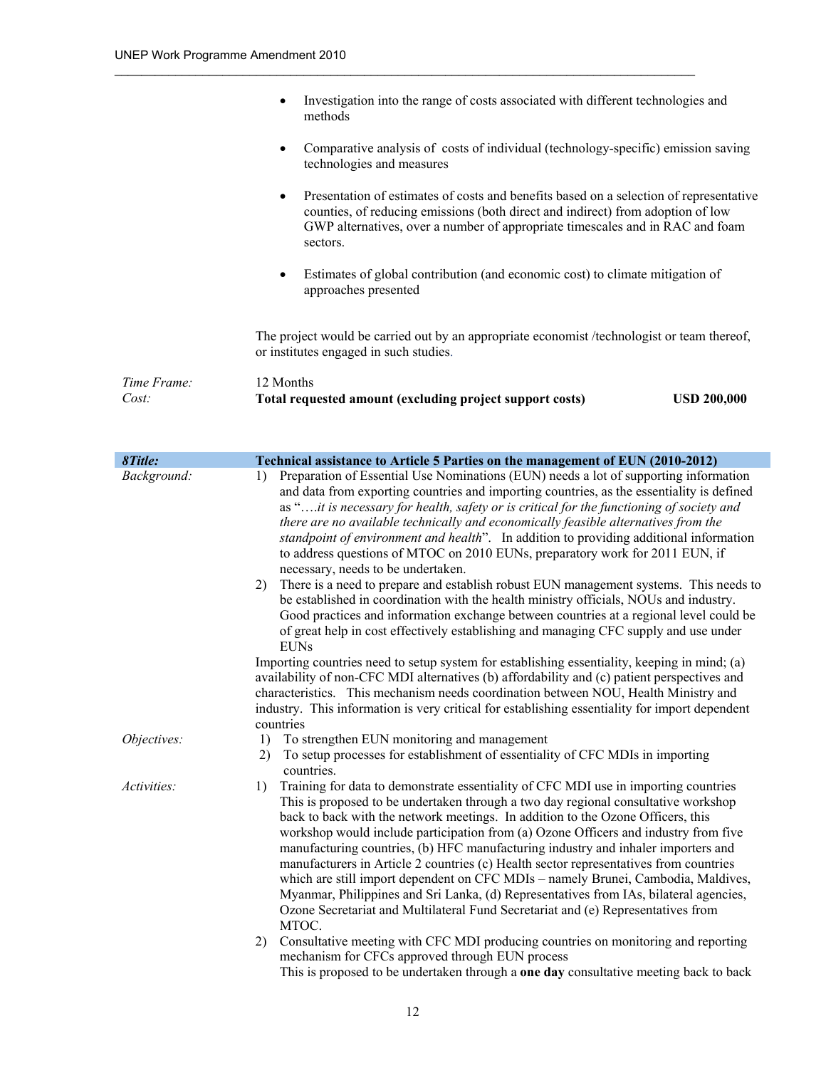- Investigation into the range of costs associated with different technologies and methods

- Comparative analysis of costs of individual (technology-specific) emission saving technologies and measures

- Presentation of estimates of costs and benefits based on a selection of representative counties, of reducing emissions (both direct and indirect) from adoption of low GWP alternatives, over a number of appropriate timescales and in RAC and foam sectors.

- Estimates of global contribution (and economic cost) to climate mitigation of approaches presented

The project would be carried out by an appropriate economist /technologist or team thereof, or institutes engaged in such studies.

| | | |
|---|---|---|
| *Time Frame:* | 12 Months | |
| *Cost:* | **Total requested amount (excluding project support costs)** | **USD 200,000** |

| ***8Title:*** | **Technical assistance to Article 5 Parties on the management of EUN (2010-2012)** |
|---|---|
| *Background:* | 1) Preparation of Essential Use Nominations (EUN) needs a lot of supporting information and data from exporting countries and importing countries, as the essentiality is defined as "….*it is necessary for health, safety or is critical for the functioning of society and there are no available technically and economically feasible alternatives from the standpoint of environment and health*". In addition to providing additional information to address questions of MTOC on 2010 EUNs, preparatory work for 2011 EUN, if necessary, needs to be undertaken.<br>2) There is a need to prepare and establish robust EUN management systems. This needs to be established in coordination with the health ministry officials, NOUs and industry. Good practices and information exchange between countries at a regional level could be of great help in cost effectively establishing and managing CFC supply and use under EUNs<br>Importing countries need to setup system for establishing essentiality, keeping in mind; (a) availability of non-CFC MDI alternatives (b) affordability and (c) patient perspectives and characteristics. This mechanism needs coordination between NOU, Health Ministry and industry. This information is very critical for establishing essentiality for import dependent countries |
| *Objectives:* | 1) To strengthen EUN monitoring and management<br>2) To setup processes for establishment of essentiality of CFC MDIs in importing countries. |
| *Activities:* | 1) Training for data to demonstrate essentiality of CFC MDI use in importing countries<br>This is proposed to be undertaken through a two day regional consultative workshop back to back with the network meetings. In addition to the Ozone Officers, this workshop would include participation from (a) Ozone Officers and industry from five manufacturing countries, (b) HFC manufacturing industry and inhaler importers and manufacturers in Article 2 countries (c) Health sector representatives from countries which are still import dependent on CFC MDIs – namely Brunei, Cambodia, Maldives, Myanmar, Philippines and Sri Lanka, (d) Representatives from IAs, bilateral agencies, Ozone Secretariat and Multilateral Fund Secretariat and (e) Representatives from MTOC.<br>2) Consultative meeting with CFC MDI producing countries on monitoring and reporting mechanism for CFCs approved through EUN process<br>This is proposed to be undertaken through a **one day** consultative meeting back to back |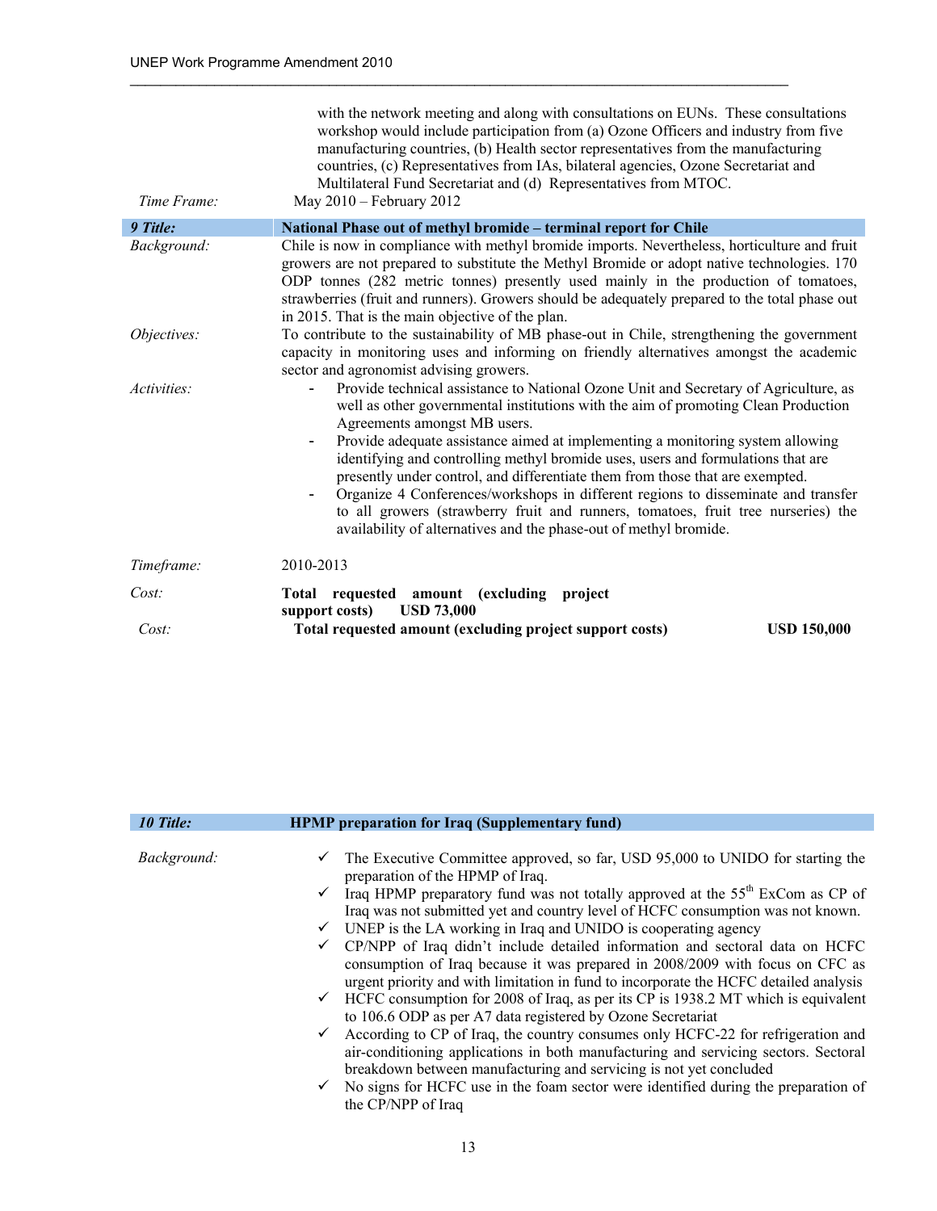with the network meeting and along with consultations on EUNs. These consultations workshop would include participation from (a) Ozone Officers and industry from five manufacturing countries, (b) Health sector representatives from the manufacturing countries, (c) Representatives from IAs, bilateral agencies, Ozone Secretariat and Multilateral Fund Secretariat and (d) Representatives from MTOC.

| | |
|---|---|
| *Time Frame:* | May 2010 – February 2012 |

| ***9 Title:*** | **National Phase out of methyl bromide – terminal report for Chile** |
|---|---|
| *Background:* | Chile is now in compliance with methyl bromide imports. Nevertheless, horticulture and fruit growers are not prepared to substitute the Methyl Bromide or adopt native technologies. 170 ODP tonnes (282 metric tonnes) presently used mainly in the production of tomatoes, strawberries (fruit and runners). Growers should be adequately prepared to the total phase out in 2015. That is the main objective of the plan. |
| *Objectives:* | To contribute to the sustainability of MB phase-out in Chile, strengthening the government capacity in monitoring uses and informing on friendly alternatives amongst the academic sector and agronomist advising growers. |
| *Activities:* | - Provide technical assistance to National Ozone Unit and Secretary of Agriculture, as well as other governmental institutions with the aim of promoting Clean Production Agreements amongst MB users.<br>- Provide adequate assistance aimed at implementing a monitoring system allowing identifying and controlling methyl bromide uses, users and formulations that are presently under control, and differentiate them from those that are exempted.<br>- Organize 4 Conferences/workshops in different regions to disseminate and transfer to all growers (strawberry fruit and runners, tomatoes, fruit tree nurseries) the availability of alternatives and the phase-out of methyl bromide. |
| *Timeframe:* | 2010-2013 |
| *Cost:* | **Total requested amount (excluding project support costs) USD 73,000** |
| *Cost:* | **Total requested amount (excluding project support costs) USD 150,000** |

| ***10 Title:*** | **HPMP preparation for Iraq (Supplementary fund)** |
|---|---|
| *Background:* | ✓ The Executive Committee approved, so far, USD 95,000 to UNIDO for starting the preparation of the HPMP of Iraq.<br>✓ Iraq HPMP preparatory fund was not totally approved at the 55th ExCom as CP of Iraq was not submitted yet and country level of HCFC consumption was not known.<br>✓ UNEP is the LA working in Iraq and UNIDO is cooperating agency<br>✓ CP/NPP of Iraq didn't include detailed information and sectoral data on HCFC consumption of Iraq because it was prepared in 2008/2009 with focus on CFC as urgent priority and with limitation in fund to incorporate the HCFC detailed analysis<br>✓ HCFC consumption for 2008 of Iraq, as per its CP is 1938.2 MT which is equivalent to 106.6 ODP as per A7 data registered by Ozone Secretariat<br>✓ According to CP of Iraq, the country consumes only HCFC-22 for refrigeration and air-conditioning applications in both manufacturing and servicing sectors. Sectoral breakdown between manufacturing and servicing is not yet concluded<br>✓ No signs for HCFC use in the foam sector were identified during the preparation of the CP/NPP of Iraq |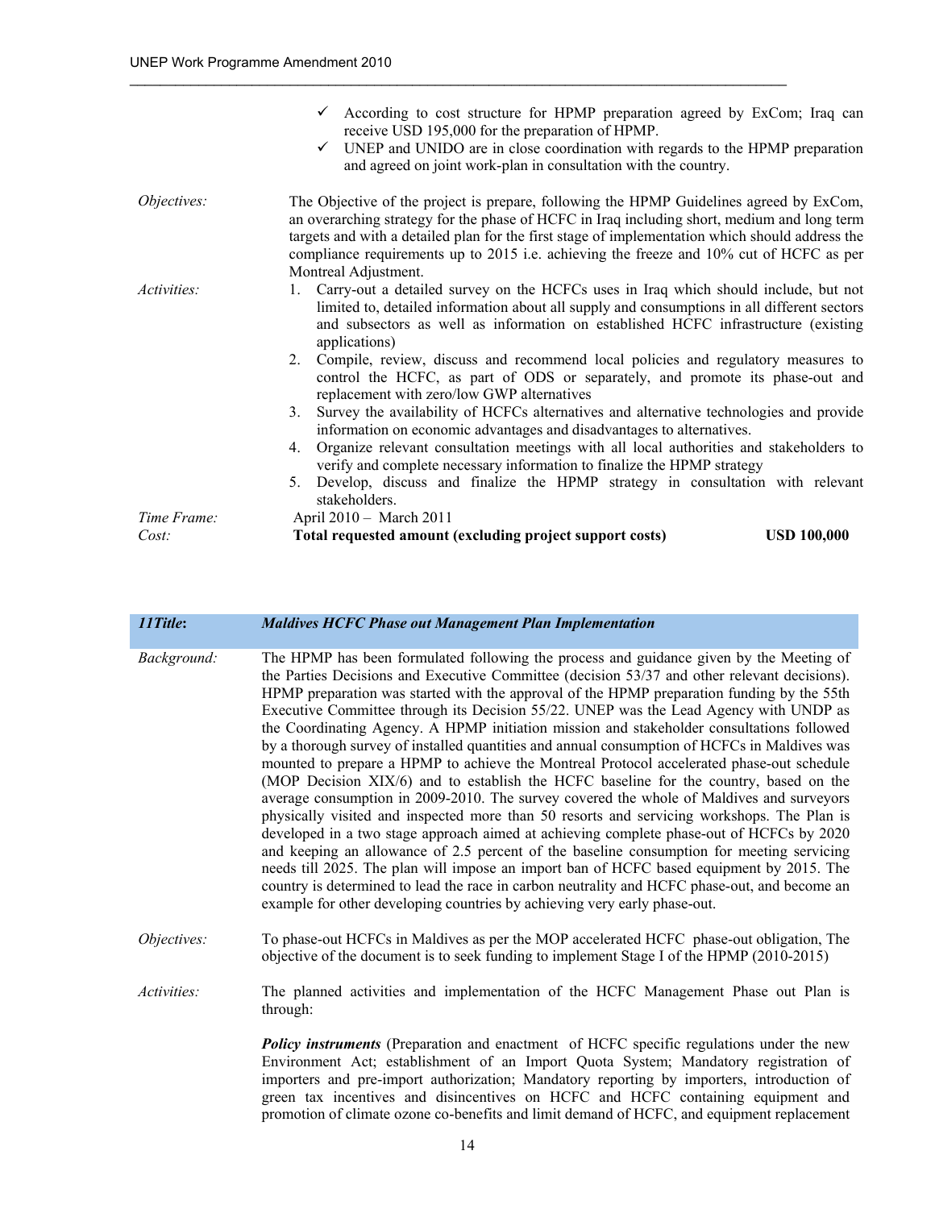- ✓ According to cost structure for HPMP preparation agreed by ExCom; Iraq can receive USD 195,000 for the preparation of HPMP.
- ✓ UNEP and UNIDO are in close coordination with regards to the HPMP preparation and agreed on joint work-plan in consultation with the country.

*Objectives:* The Objective of the project is prepare, following the HPMP Guidelines agreed by ExCom, an overarching strategy for the phase of HCFC in Iraq including short, medium and long term targets and with a detailed plan for the first stage of implementation which should address the compliance requirements up to 2015 i.e. achieving the freeze and 10% cut of HCFC as per Montreal Adjustment.

*Activities:*

1. Carry-out a detailed survey on the HCFCs uses in Iraq which should include, but not limited to, detailed information about all supply and consumptions in all different sectors and subsectors as well as information on established HCFC infrastructure (existing applications)
2. Compile, review, discuss and recommend local policies and regulatory measures to control the HCFC, as part of ODS or separately, and promote its phase-out and replacement with zero/low GWP alternatives
3. Survey the availability of HCFCs alternatives and alternative technologies and provide information on economic advantages and disadvantages to alternatives.
4. Organize relevant consultation meetings with all local authorities and stakeholders to verify and complete necessary information to finalize the HPMP strategy
5. Develop, discuss and finalize the HPMP strategy in consultation with relevant stakeholders.

*Time Frame:* April 2010 – March 2011

*Cost:* **Total requested amount (excluding project support costs)** **USD 100,000**

| ***11Title*:** | ***Maldives HCFC Phase out Management Plan Implementation*** |
|---|---|

*Background:* The HPMP has been formulated following the process and guidance given by the Meeting of the Parties Decisions and Executive Committee (decision 53/37 and other relevant decisions). HPMP preparation was started with the approval of the HPMP preparation funding by the 55th Executive Committee through its Decision 55/22. UNEP was the Lead Agency with UNDP as the Coordinating Agency. A HPMP initiation mission and stakeholder consultations followed by a thorough survey of installed quantities and annual consumption of HCFCs in Maldives was mounted to prepare a HPMP to achieve the Montreal Protocol accelerated phase-out schedule (MOP Decision XIX/6) and to establish the HCFC baseline for the country, based on the average consumption in 2009-2010. The survey covered the whole of Maldives and surveyors physically visited and inspected more than 50 resorts and servicing workshops. The Plan is developed in a two stage approach aimed at achieving complete phase-out of HCFCs by 2020 and keeping an allowance of 2.5 percent of the baseline consumption for meeting servicing needs till 2025. The plan will impose an import ban of HCFC based equipment by 2015. The country is determined to lead the race in carbon neutrality and HCFC phase-out, and become an example for other developing countries by achieving very early phase-out.

*Objectives:* To phase-out HCFCs in Maldives as per the MOP accelerated HCFC phase-out obligation, The objective of the document is to seek funding to implement Stage I of the HPMP (2010-2015)

*Activities:* The planned activities and implementation of the HCFC Management Phase out Plan is through:

***Policy instruments*** (Preparation and enactment of HCFC specific regulations under the new Environment Act; establishment of an Import Quota System; Mandatory registration of importers and pre-import authorization; Mandatory reporting by importers, introduction of green tax incentives and disincentives on HCFC and HCFC containing equipment and promotion of climate ozone co-benefits and limit demand of HCFC, and equipment replacement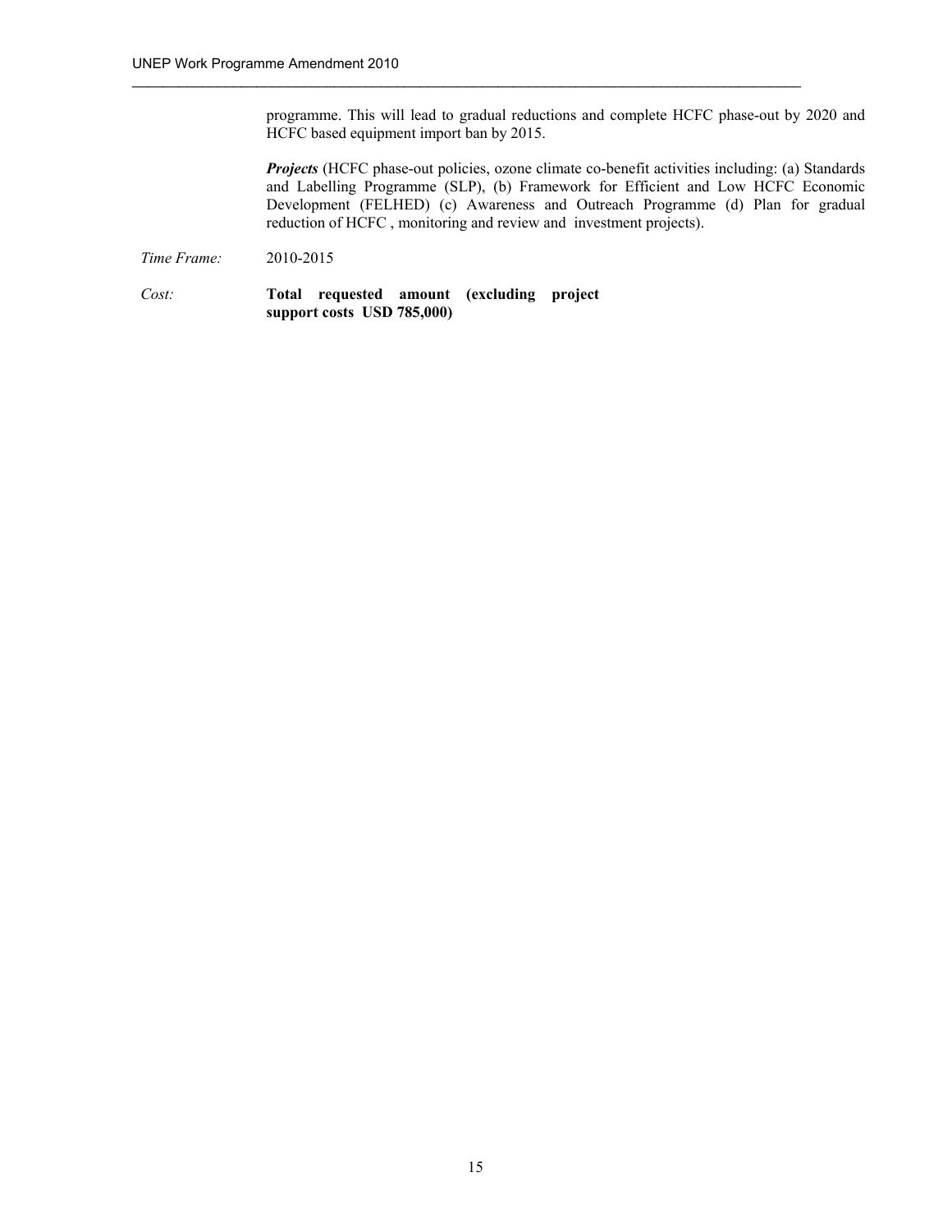programme. This will lead to gradual reductions and complete HCFC phase-out by 2020 and HCFC based equipment import ban by 2015.

***Projects*** (HCFC phase-out policies, ozone climate co-benefit activities including: (a) Standards and Labelling Programme (SLP), (b) Framework for Efficient and Low HCFC Economic Development (FELHED) (c) Awareness and Outreach Programme (d) Plan for gradual reduction of HCFC , monitoring and review and investment projects).

*Time Frame:* 2010-2015

*Cost:* **Total requested amount (excluding project support costs USD 785,000)**